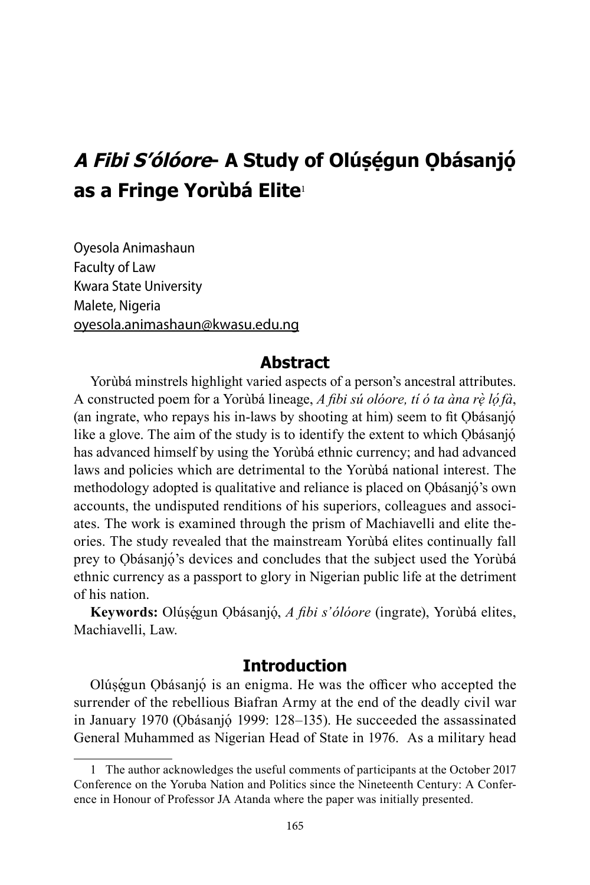# *A Fibi S'ólóore*- A Study of Olúṣẹ́gun Ọbásanjọ́ as a Fringe Yorùbá Elite[1]

Oyesola Animashaun
Faculty of Law
Kwara State University
Malete, Nigeria
oyesola.animashaun@kwasu.edu.ng

## Abstract

Yorùbá minstrels highlight varied aspects of a person's ancestral attributes. A constructed poem for a Yorùbá lineage, *A fibi sú olóore, tí ó ta àna rẹ̀ lọ́ fà*, (an ingrate, who repays his in-laws by shooting at him) seem to fit Ọbásanjọ́ like a glove. The aim of the study is to identify the extent to which Ọbásanjọ́ has advanced himself by using the Yorùbá ethnic currency; and had advanced laws and policies which are detrimental to the Yorùbá national interest. The methodology adopted is qualitative and reliance is placed on Ọbásanjọ́'s own accounts, the undisputed renditions of his superiors, colleagues and associates. The work is examined through the prism of Machiavelli and elite theories. The study revealed that the mainstream Yorùbá elites continually fall prey to Ọbásanjọ́'s devices and concludes that the subject used the Yorùbá ethnic currency as a passport to glory in Nigerian public life at the detriment of his nation.

**Keywords:** Olúṣẹ́gun Ọbásanjọ́, *A fibi s'ólóore* (ingrate), Yorùbá elites, Machiavelli, Law.

## Introduction

Olúṣẹ́gun Ọbásanjọ́ is an enigma. He was the officer who accepted the surrender of the rebellious Biafran Army at the end of the deadly civil war in January 1970 (Ọbásanjọ́ 1999: 128–135). He succeeded the assassinated General Muhammed as Nigerian Head of State in 1976. As a military head

---

1 The author acknowledges the useful comments of participants at the October 2017 Conference on the Yoruba Nation and Politics since the Nineteenth Century: A Conference in Honour of Professor JA Atanda where the paper was initially presented.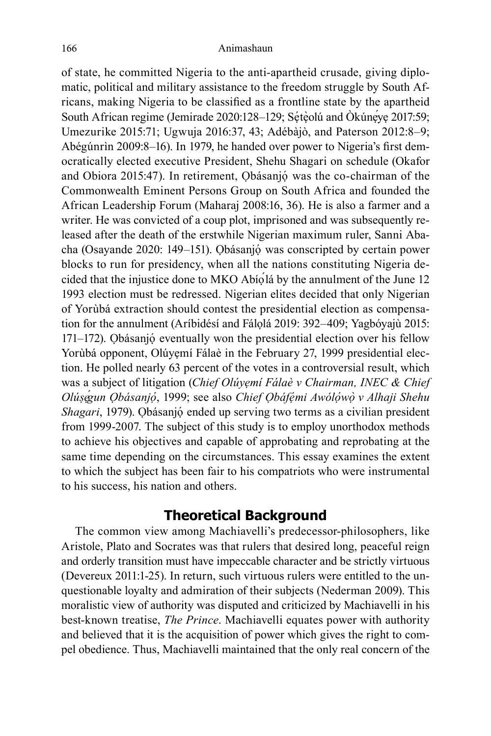of state, he committed Nigeria to the anti-apartheid crusade, giving diplomatic, political and military assistance to the freedom struggle by South Africans, making Nigeria to be classified as a frontline state by the apartheid South African regime (Jemirade 2020:128–129; Sẹ́tẹ̀olú and Òkúnẹ́yẹ 2017:59; Umezurike 2015:71; Ugwuja 2016:37, 43; Adébàjò, and Paterson 2012:8–9; Abégúnrìn 2009:8–16). In 1979, he handed over power to Nigeria's first democratically elected executive President, Shehu Shagari on schedule (Okafor and Obiora 2015:47). In retirement, Ọbásanjọ́ was the co-chairman of the Commonwealth Eminent Persons Group on South Africa and founded the African Leadership Forum (Maharaj 2008:16, 36). He is also a farmer and a writer. He was convicted of a coup plot, imprisoned and was subsequently released after the death of the erstwhile Nigerian maximum ruler, Sanni Abacha (Osayande 2020: 149–151). Ọbásanjọ́ was conscripted by certain power blocks to run for presidency, when all the nations constituting Nigeria decided that the injustice done to MKO Abíọ́lá by the annulment of the June 12 1993 election must be redressed. Nigerian elites decided that only Nigerian of Yorùbá extraction should contest the presidential election as compensation for the annulment (Aríbidésí and Fálọlá 2019: 392–409; Yagbóyajù 2015: 171–172). Ọbásanjọ́ eventually won the presidential election over his fellow Yorùbá opponent, Olúyẹmí Fálaè in the February 27, 1999 presidential election. He polled nearly 63 percent of the votes in a controversial result, which was a subject of litigation (*Chief Olúyẹmí Fálaè v Chairman, INEC & Chief Olúṣẹ́gun Ọbásanjọ́*, 1999; see also *Chief Ọbáfẹ́mi Awólọ́wọ̀ v Alhaji Shehu Shagari*, 1979). Ọbásanjọ́ ended up serving two terms as a civilian president from 1999-2007. The subject of this study is to employ unorthodox methods to achieve his objectives and capable of approbating and reprobating at the same time depending on the circumstances. This essay examines the extent to which the subject has been fair to his compatriots who were instrumental to his success, his nation and others.

## Theoretical Background

The common view among Machiavelli's predecessor-philosophers, like Aristole, Plato and Socrates was that rulers that desired long, peaceful reign and orderly transition must have impeccable character and be strictly virtuous (Devereux 2011:1-25). In return, such virtuous rulers were entitled to the unquestionable loyalty and admiration of their subjects (Nederman 2009). This moralistic view of authority was disputed and criticized by Machiavelli in his best-known treatise, *The Prince*. Machiavelli equates power with authority and believed that it is the acquisition of power which gives the right to compel obedience. Thus, Machiavelli maintained that the only real concern of the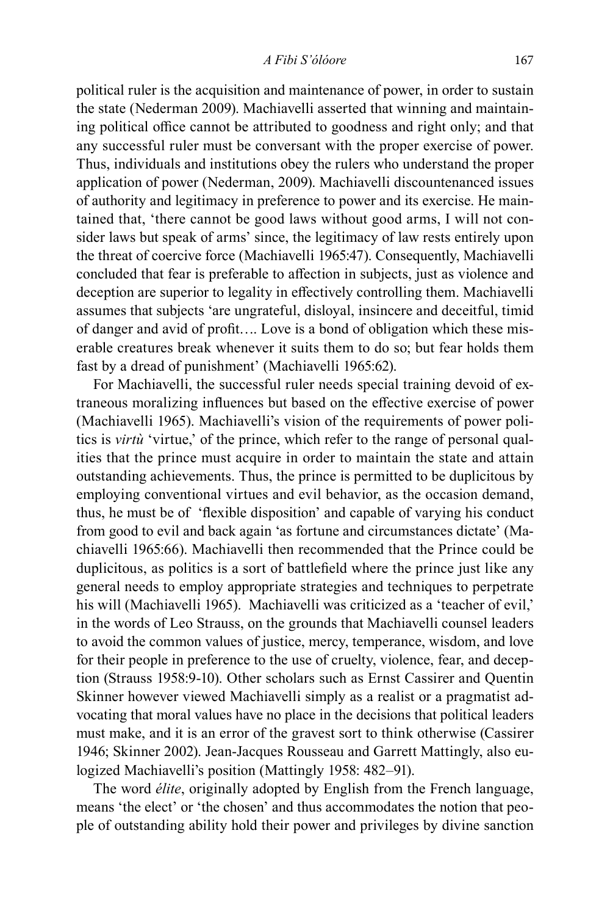political ruler is the acquisition and maintenance of power, in order to sustain the state (Nederman 2009). Machiavelli asserted that winning and maintaining political office cannot be attributed to goodness and right only; and that any successful ruler must be conversant with the proper exercise of power. Thus, individuals and institutions obey the rulers who understand the proper application of power (Nederman, 2009). Machiavelli discountenanced issues of authority and legitimacy in preference to power and its exercise. He maintained that, 'there cannot be good laws without good arms, I will not consider laws but speak of arms' since, the legitimacy of law rests entirely upon the threat of coercive force (Machiavelli 1965:47). Consequently, Machiavelli concluded that fear is preferable to affection in subjects, just as violence and deception are superior to legality in effectively controlling them. Machiavelli assumes that subjects 'are ungrateful, disloyal, insincere and deceitful, timid of danger and avid of profit…. Love is a bond of obligation which these miserable creatures break whenever it suits them to do so; but fear holds them fast by a dread of punishment' (Machiavelli 1965:62).

For Machiavelli, the successful ruler needs special training devoid of extraneous moralizing influences but based on the effective exercise of power (Machiavelli 1965). Machiavelli's vision of the requirements of power politics is *virtù* 'virtue,' of the prince, which refer to the range of personal qualities that the prince must acquire in order to maintain the state and attain outstanding achievements. Thus, the prince is permitted to be duplicitous by employing conventional virtues and evil behavior, as the occasion demand, thus, he must be of 'flexible disposition' and capable of varying his conduct from good to evil and back again 'as fortune and circumstances dictate' (Machiavelli 1965:66). Machiavelli then recommended that the Prince could be duplicitous, as politics is a sort of battlefield where the prince just like any general needs to employ appropriate strategies and techniques to perpetrate his will (Machiavelli 1965). Machiavelli was criticized as a 'teacher of evil,' in the words of Leo Strauss, on the grounds that Machiavelli counsel leaders to avoid the common values of justice, mercy, temperance, wisdom, and love for their people in preference to the use of cruelty, violence, fear, and deception (Strauss 1958:9-10). Other scholars such as Ernst Cassirer and Quentin Skinner however viewed Machiavelli simply as a realist or a pragmatist advocating that moral values have no place in the decisions that political leaders must make, and it is an error of the gravest sort to think otherwise (Cassirer 1946; Skinner 2002). Jean-Jacques Rousseau and Garrett Mattingly, also eulogized Machiavelli's position (Mattingly 1958: 482–91).

The word *élite*, originally adopted by English from the French language, means 'the elect' or 'the chosen' and thus accommodates the notion that people of outstanding ability hold their power and privileges by divine sanction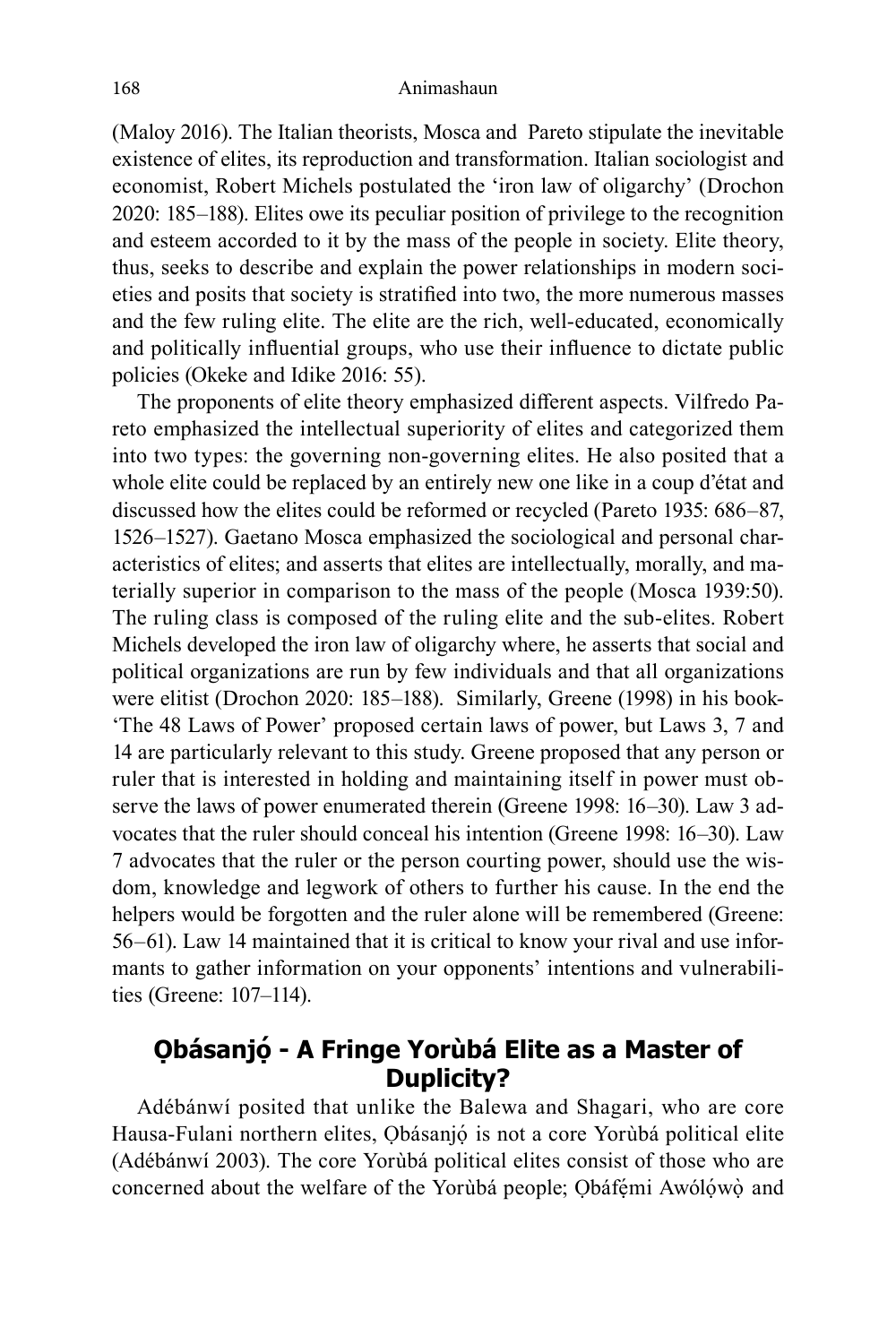(Maloy 2016). The Italian theorists, Mosca and Pareto stipulate the inevitable existence of elites, its reproduction and transformation. Italian sociologist and economist, Robert Michels postulated the 'iron law of oligarchy' (Drochon 2020: 185–188). Elites owe its peculiar position of privilege to the recognition and esteem accorded to it by the mass of the people in society. Elite theory, thus, seeks to describe and explain the power relationships in modern societies and posits that society is stratified into two, the more numerous masses and the few ruling elite. The elite are the rich, well-educated, economically and politically influential groups, who use their influence to dictate public policies (Okeke and Idike 2016: 55).

The proponents of elite theory emphasized different aspects. Vilfredo Pareto emphasized the intellectual superiority of elites and categorized them into two types: the governing non-governing elites. He also posited that a whole elite could be replaced by an entirely new one like in a coup d'état and discussed how the elites could be reformed or recycled (Pareto 1935: 686–87, 1526–1527). Gaetano Mosca emphasized the sociological and personal characteristics of elites; and asserts that elites are intellectually, morally, and materially superior in comparison to the mass of the people (Mosca 1939:50). The ruling class is composed of the ruling elite and the sub-elites. Robert Michels developed the iron law of oligarchy where, he asserts that social and political organizations are run by few individuals and that all organizations were elitist (Drochon 2020: 185–188). Similarly, Greene (1998) in his book- 'The 48 Laws of Power' proposed certain laws of power, but Laws 3, 7 and 14 are particularly relevant to this study. Greene proposed that any person or ruler that is interested in holding and maintaining itself in power must observe the laws of power enumerated therein (Greene 1998: 16–30). Law 3 advocates that the ruler should conceal his intention (Greene 1998: 16–30). Law 7 advocates that the ruler or the person courting power, should use the wisdom, knowledge and legwork of others to further his cause. In the end the helpers would be forgotten and the ruler alone will be remembered (Greene: 56–61). Law 14 maintained that it is critical to know your rival and use informants to gather information on your opponents' intentions and vulnerabilities (Greene: 107–114).

## Ọbásanjọ́ - A Fringe Yorùbá Elite as a Master of Duplicity?

Adébánwí posited that unlike the Balewa and Shagari, who are core Hausa-Fulani northern elites, Ọbásanjọ́ is not a core Yorùbá political elite (Adébánwí 2003). The core Yorùbá political elites consist of those who are concerned about the welfare of the Yorùbá people; Ọbáfẹ́mi Awólọ́wọ̀ and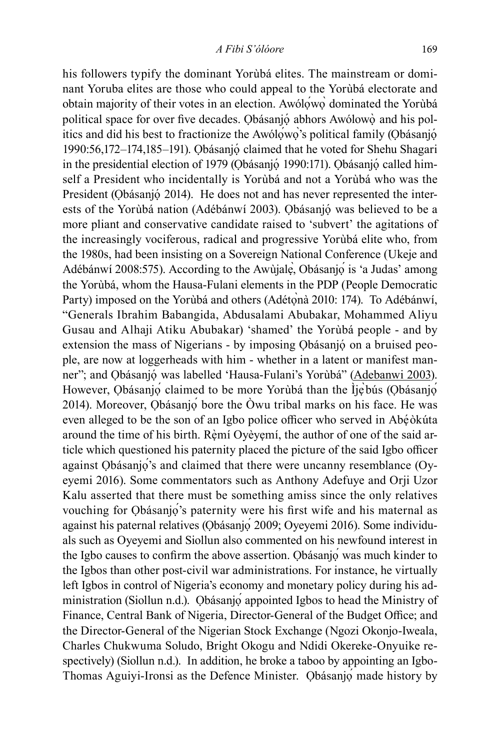his followers typify the dominant Yorùbá elites. The mainstream or dominant Yoruba elites are those who could appeal to the Yorùbá electorate and obtain majority of their votes in an election. Awólọ́wọ̀ dominated the Yorùbá political space for over five decades. Ọbásanjọ́ abhors Awólowọ̀ and his politics and did his best to fractionize the Awólọ́wọ̀'s political family (Ọbásanjọ́ 1990:56,172–174,185–191). Ọbásanjọ́ claimed that he voted for Shehu Shagari in the presidential election of 1979 (Ọbásanjọ́ 1990:171). Ọbásanjọ́ called himself a President who incidentally is Yorùbá and not a Yorùbá who was the President (Ọbásanjọ́ 2014). He does not and has never represented the interests of the Yorùbá nation (Adébánwí 2003). Ọbásanjọ́ was believed to be a more pliant and conservative candidate raised to 'subvert' the agitations of the increasingly vociferous, radical and progressive Yorùbá elite who, from the 1980s, had been insisting on a Sovereign National Conference (Ukeje and Adébánwí 2008:575). According to the Awùjalẹ̀, Obásanjọ́ is 'a Judas' among the Yorùbá, whom the Hausa-Fulani elements in the PDP (People Democratic Party) imposed on the Yorùbá and others (Adétọ̀nà 2010: 174). To Adébánwí, "Generals Ibrahim Babangida, Abdusalami Abubakar, Mohammed Aliyu Gusau and Alhaji Atiku Abubakar) 'shamed' the Yorùbá people - and by extension the mass of Nigerians - by imposing Ọbásanjọ́ on a bruised people, are now at loggerheads with him - whether in a latent or manifest manner"; and Ọbásanjọ́ was labelled 'Hausa-Fulani's Yorùbá" (Adebanwi 2003). However, Ọbásanjọ́ claimed to be more Yorùbá than the Ìjẹ̀bús (Ọbásanjọ́ 2014). Moreover, Ọbásanjọ́ bore the Òwu tribal marks on his face. He was even alleged to be the son of an Igbo police officer who served in Abẹ́òkúta around the time of his birth. Rẹ̀mí Oyèyẹmí, the author of one of the said article which questioned his paternity placed the picture of the said Igbo officer against Ọbásanjọ́'s and claimed that there were uncanny resemblance (Oyeyemi 2016). Some commentators such as Anthony Adefuye and Orji Uzor Kalu asserted that there must be something amiss since the only relatives vouching for Ọbásanjọ́'s paternity were his first wife and his maternal as against his paternal relatives (Ọbásanjọ́ 2009; Oyeyemi 2016). Some individuals such as Oyeyemi and Siollun also commented on his newfound interest in the Igbo causes to confirm the above assertion. Ọbásanjọ́ was much kinder to the Igbos than other post-civil war administrations. For instance, he virtually left Igbos in control of Nigeria's economy and monetary policy during his administration (Siollun n.d.). Ọbásanjọ́ appointed Igbos to head the Ministry of Finance, Central Bank of Nigeria, Director-General of the Budget Office; and the Director-General of the Nigerian Stock Exchange (Ngozi Okonjo-Iweala, Charles Chukwuma Soludo, Bright Okogu and Ndidi Okereke-Onyuike respectively) (Siollun n.d.). In addition, he broke a taboo by appointing an Igbo-Thomas Aguiyi-Ironsi as the Defence Minister. Ọbásanjọ́ made history by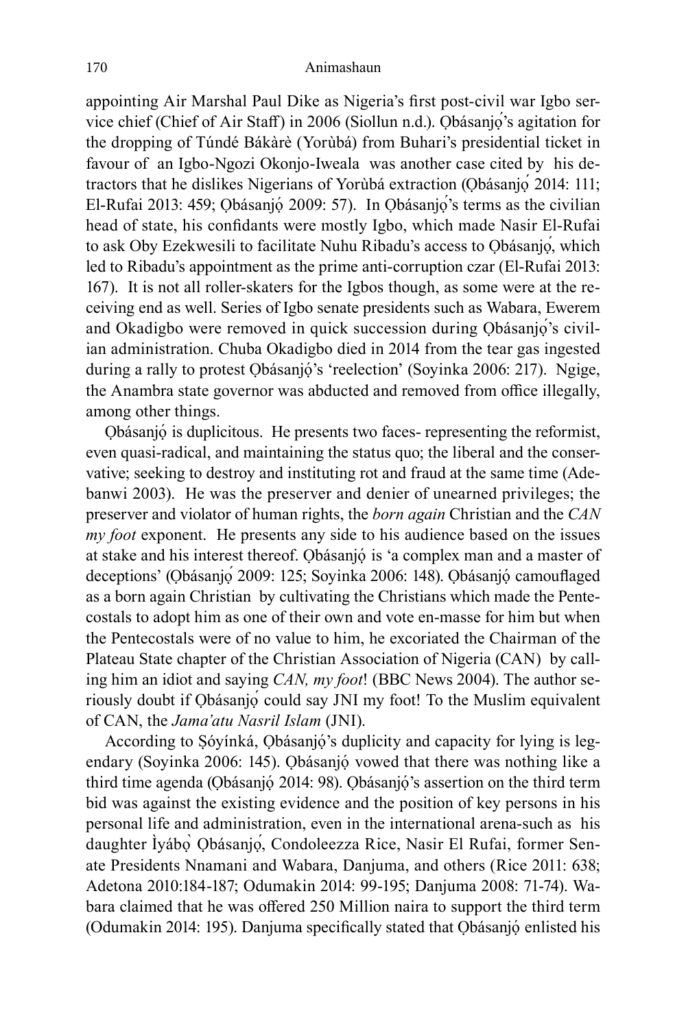appointing Air Marshal Paul Dike as Nigeria's first post-civil war Igbo service chief (Chief of Air Staff) in 2006 (Siollun n.d.). Ọbásanjọ́'s agitation for the dropping of Túndé Bákàrè (Yorùbá) from Buhari's presidential ticket in favour of an Igbo-Ngozi Okonjo-Iweala was another case cited by his detractors that he dislikes Nigerians of Yorùbá extraction (Ọbásanjọ́ 2014: 111; El-Rufai 2013: 459; Ọbásanjọ́ 2009: 57). In Ọbásanjọ́'s terms as the civilian head of state, his confidants were mostly Igbo, which made Nasir El-Rufai to ask Oby Ezekwesili to facilitate Nuhu Ribadu's access to Ọbásanjọ́, which led to Ribadu's appointment as the prime anti-corruption czar (El-Rufai 2013: 167). It is not all roller-skaters for the Igbos though, as some were at the receiving end as well. Series of Igbo senate presidents such as Wabara, Ewerem and Okadigbo were removed in quick succession during Ọbásanjọ́'s civilian administration. Chuba Okadigbo died in 2014 from the tear gas ingested during a rally to protest Ọbásanjọ́'s 'reelection' (Soyinka 2006: 217). Ngige, the Anambra state governor was abducted and removed from office illegally, among other things.

Ọbásanjọ́ is duplicitous. He presents two faces- representing the reformist, even quasi-radical, and maintaining the status quo; the liberal and the conservative; seeking to destroy and instituting rot and fraud at the same time (Adebanwi 2003). He was the preserver and denier of unearned privileges; the preserver and violator of human rights, the *born again* Christian and the *CAN my foot* exponent. He presents any side to his audience based on the issues at stake and his interest thereof. Ọbásanjọ́ is 'a complex man and a master of deceptions' (Ọbásanjọ́ 2009: 125; Soyinka 2006: 148). Ọbásanjọ́ camouflaged as a born again Christian by cultivating the Christians which made the Pentecostals to adopt him as one of their own and vote en-masse for him but when the Pentecostals were of no value to him, he excoriated the Chairman of the Plateau State chapter of the Christian Association of Nigeria (CAN) by calling him an idiot and saying *CAN, my foot*! (BBC News 2004). The author seriously doubt if Ọbásanjọ́ could say JNI my foot! To the Muslim equivalent of CAN, the *Jama'atu Nasril Islam* (JNI).

According to Ṣóyínká, Ọbásanjọ́'s duplicity and capacity for lying is legendary (Soyinka 2006: 145). Ọbásanjọ́ vowed that there was nothing like a third time agenda (Ọbásanjọ́ 2014: 98). Ọbásanjọ́'s assertion on the third term bid was against the existing evidence and the position of key persons in his personal life and administration, even in the international arena-such as his daughter Ìyábọ̀ Ọbásanjọ́, Condoleezza Rice, Nasir El Rufai, former Senate Presidents Nnamani and Wabara, Danjuma, and others (Rice 2011: 638; Adetona 2010:184-187; Odumakin 2014: 99-195; Danjuma 2008: 71-74). Wabara claimed that he was offered 250 Million naira to support the third term (Odumakin 2014: 195). Danjuma specifically stated that Ọbásanjọ́ enlisted his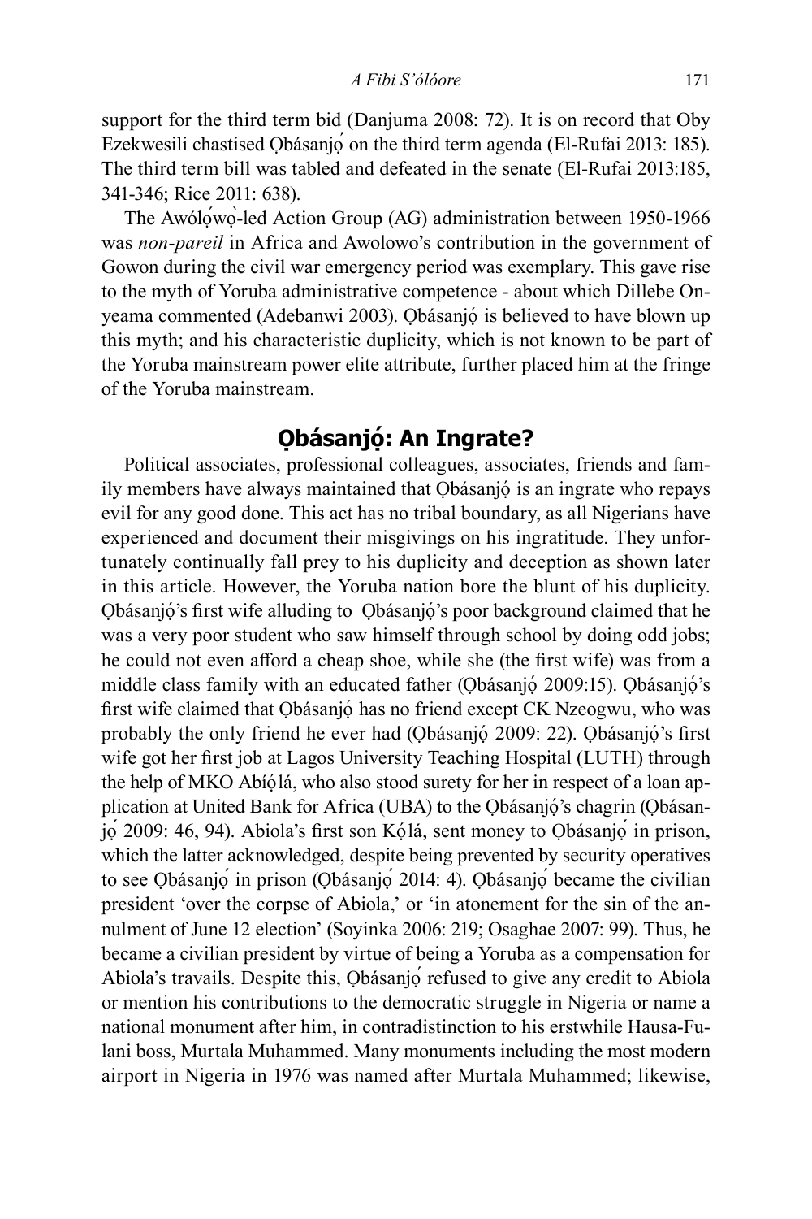support for the third term bid (Danjuma 2008: 72). It is on record that Oby Ezekwesili chastised Ọbásanjọ́ on the third term agenda (El-Rufai 2013: 185). The third term bill was tabled and defeated in the senate (El-Rufai 2013:185, 341-346; Rice 2011: 638).

The Awólọ́wọ̀-led Action Group (AG) administration between 1950-1966 was *non-pareil* in Africa and Awolowo's contribution in the government of Gowon during the civil war emergency period was exemplary. This gave rise to the myth of Yoruba administrative competence - about which Dillebe Onyeama commented (Adebanwi 2003). Ọbásanjọ́ is believed to have blown up this myth; and his characteristic duplicity, which is not known to be part of the Yoruba mainstream power elite attribute, further placed him at the fringe of the Yoruba mainstream.

## Ọbásanjọ́: An Ingrate?

Political associates, professional colleagues, associates, friends and family members have always maintained that Ọbásanjọ́ is an ingrate who repays evil for any good done. This act has no tribal boundary, as all Nigerians have experienced and document their misgivings on his ingratitude. They unfortunately continually fall prey to his duplicity and deception as shown later in this article. However, the Yoruba nation bore the blunt of his duplicity. Ọbásanjọ́'s first wife alluding to Ọbásanjọ́'s poor background claimed that he was a very poor student who saw himself through school by doing odd jobs; he could not even afford a cheap shoe, while she (the first wife) was from a middle class family with an educated father (Ọbásanjọ́ 2009:15). Ọbásanjọ́'s first wife claimed that Ọbásanjọ́ has no friend except CK Nzeogwu, who was probably the only friend he ever had (Ọbásanjọ́ 2009: 22). Ọbásanjọ́'s first wife got her first job at Lagos University Teaching Hospital (LUTH) through the help of MKO Abíọ́lá, who also stood surety for her in respect of a loan application at United Bank for Africa (UBA) to the Ọbásanjọ́'s chagrin (Ọbásanjọ́ 2009: 46, 94). Abiola's first son Kọ́lá, sent money to Ọbásanjọ́ in prison, which the latter acknowledged, despite being prevented by security operatives to see Ọbásanjọ́ in prison (Ọbásanjọ́ 2014: 4). Ọbásanjọ́ became the civilian president 'over the corpse of Abiola,' or 'in atonement for the sin of the annulment of June 12 election' (Soyinka 2006: 219; Osaghae 2007: 99). Thus, he became a civilian president by virtue of being a Yoruba as a compensation for Abiola's travails. Despite this, Ọbásanjọ́ refused to give any credit to Abiola or mention his contributions to the democratic struggle in Nigeria or name a national monument after him, in contradistinction to his erstwhile Hausa-Fulani boss, Murtala Muhammed. Many monuments including the most modern airport in Nigeria in 1976 was named after Murtala Muhammed; likewise,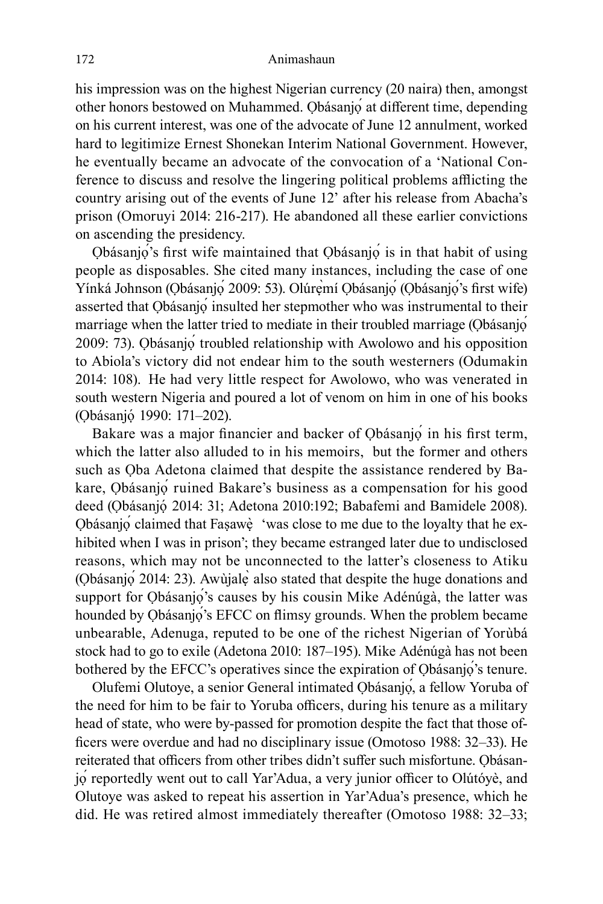his impression was on the highest Nigerian currency (20 naira) then, amongst other honors bestowed on Muhammed. Ọbásanjọ́ at different time, depending on his current interest, was one of the advocate of June 12 annulment, worked hard to legitimize Ernest Shonekan Interim National Government. However, he eventually became an advocate of the convocation of a 'National Conference to discuss and resolve the lingering political problems afflicting the country arising out of the events of June 12' after his release from Abacha's prison (Omoruyi 2014: 216-217). He abandoned all these earlier convictions on ascending the presidency.

Ọbásanjọ́'s first wife maintained that Ọbásanjọ́ is in that habit of using people as disposables. She cited many instances, including the case of one Yínká Johnson (Ọbásanjọ́ 2009: 53). Olúrẹ̀mí Ọbásanjọ́ (Ọbásanjọ́'s first wife) asserted that Ọbásanjọ́ insulted her stepmother who was instrumental to their marriage when the latter tried to mediate in their troubled marriage (Ọbásanjọ́ 2009: 73). Ọbásanjọ́ troubled relationship with Awolowo and his opposition to Abiola's victory did not endear him to the south westerners (Odumakin 2014: 108). He had very little respect for Awolowo, who was venerated in south western Nigeria and poured a lot of venom on him in one of his books (Ọbásanjọ́ 1990: 171–202).

Bakare was a major financier and backer of Ọbásanjọ́ in his first term, which the latter also alluded to in his memoirs, but the former and others such as Ọba Adetona claimed that despite the assistance rendered by Bakare, Ọbásanjọ́ ruined Bakare's business as a compensation for his good deed (Ọbásanjọ́ 2014: 31; Adetona 2010:192; Babafemi and Bamidele 2008). Ọbásanjọ́ claimed that Faṣawẹ̀ 'was close to me due to the loyalty that he exhibited when I was in prison'; they became estranged later due to undisclosed reasons, which may not be unconnected to the latter's closeness to Atiku (Ọbásanjọ́ 2014: 23). Awùjalẹ̀ also stated that despite the huge donations and support for Ọbásanjọ́'s causes by his cousin Mike Adénúgà, the latter was hounded by Ọbásanjọ́'s EFCC on flimsy grounds. When the problem became unbearable, Adenuga, reputed to be one of the richest Nigerian of Yorùbá stock had to go to exile (Adetona 2010: 187–195). Mike Adénúgà has not been bothered by the EFCC's operatives since the expiration of Ọbásanjọ́'s tenure.

Olufemi Olutoye, a senior General intimated Ọbásanjọ́, a fellow Yoruba of the need for him to be fair to Yoruba officers, during his tenure as a military head of state, who were by-passed for promotion despite the fact that those officers were overdue and had no disciplinary issue (Omotoso 1988: 32–33). He reiterated that officers from other tribes didn't suffer such misfortune. Ọbásanjọ́ reportedly went out to call Yar'Adua, a very junior officer to Olútóyè, and Olutoye was asked to repeat his assertion in Yar'Adua's presence, which he did. He was retired almost immediately thereafter (Omotoso 1988: 32–33;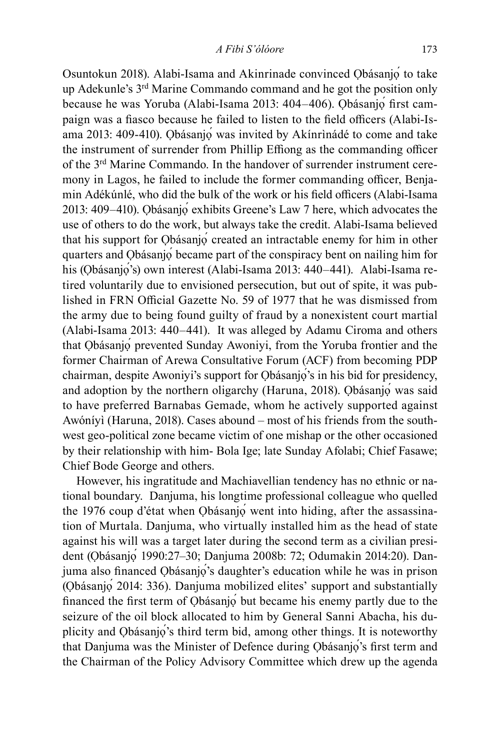Osuntokun 2018). Alabi-Isama and Akinrinade convinced Ọbásanjọ́ to take up Adekunle's 3rd Marine Commando command and he got the position only because he was Yoruba (Alabi-Isama 2013: 404–406). Ọbásanjọ́ first campaign was a fiasco because he failed to listen to the field officers (Alabi-Isama 2013: 409-410). Ọbásanjọ́ was invited by Akínrìnádé to come and take the instrument of surrender from Phillip Effiong as the commanding officer of the 3rd Marine Commando. In the handover of surrender instrument ceremony in Lagos, he failed to include the former commanding officer, Benjamin Adékúnlé, who did the bulk of the work or his field officers (Alabi-Isama 2013: 409–410). Ọbásanjọ́ exhibits Greene's Law 7 here, which advocates the use of others to do the work, but always take the credit. Alabi-Isama believed that his support for Ọbásanjọ́ created an intractable enemy for him in other quarters and Ọbásanjọ́ became part of the conspiracy bent on nailing him for his (Ọbásanjọ́'s) own interest (Alabi-Isama 2013: 440–441). Alabi-Isama retired voluntarily due to envisioned persecution, but out of spite, it was published in FRN Official Gazette No. 59 of 1977 that he was dismissed from the army due to being found guilty of fraud by a nonexistent court martial (Alabi-Isama 2013: 440–441). It was alleged by Adamu Ciroma and others that Ọbásanjọ́ prevented Sunday Awoniyi, from the Yoruba frontier and the former Chairman of Arewa Consultative Forum (ACF) from becoming PDP chairman, despite Awoniyi's support for Ọbásanjọ́'s in his bid for presidency, and adoption by the northern oligarchy (Haruna, 2018). Ọbásanjọ́ was said to have preferred Barnabas Gemade, whom he actively supported against Awóníyì (Haruna, 2018). Cases abound – most of his friends from the southwest geo-political zone became victim of one mishap or the other occasioned by their relationship with him- Bola Ige; late Sunday Afolabi; Chief Fasawe; Chief Bode George and others.

However, his ingratitude and Machiavellian tendency has no ethnic or national boundary. Danjuma, his longtime professional colleague who quelled the 1976 coup d'état when Ọbásanjọ́ went into hiding, after the assassination of Murtala. Danjuma, who virtually installed him as the head of state against his will was a target later during the second term as a civilian president (Ọbásanjọ́ 1990:27–30; Danjuma 2008b: 72; Odumakin 2014:20). Danjuma also financed Ọbásanjọ́'s daughter's education while he was in prison (Ọbásanjọ́ 2014: 336). Danjuma mobilized elites' support and substantially financed the first term of Ọbásanjọ́ but became his enemy partly due to the seizure of the oil block allocated to him by General Sanni Abacha, his duplicity and Ọbásanjọ́'s third term bid, among other things. It is noteworthy that Danjuma was the Minister of Defence during Ọbásanjọ́'s first term and the Chairman of the Policy Advisory Committee which drew up the agenda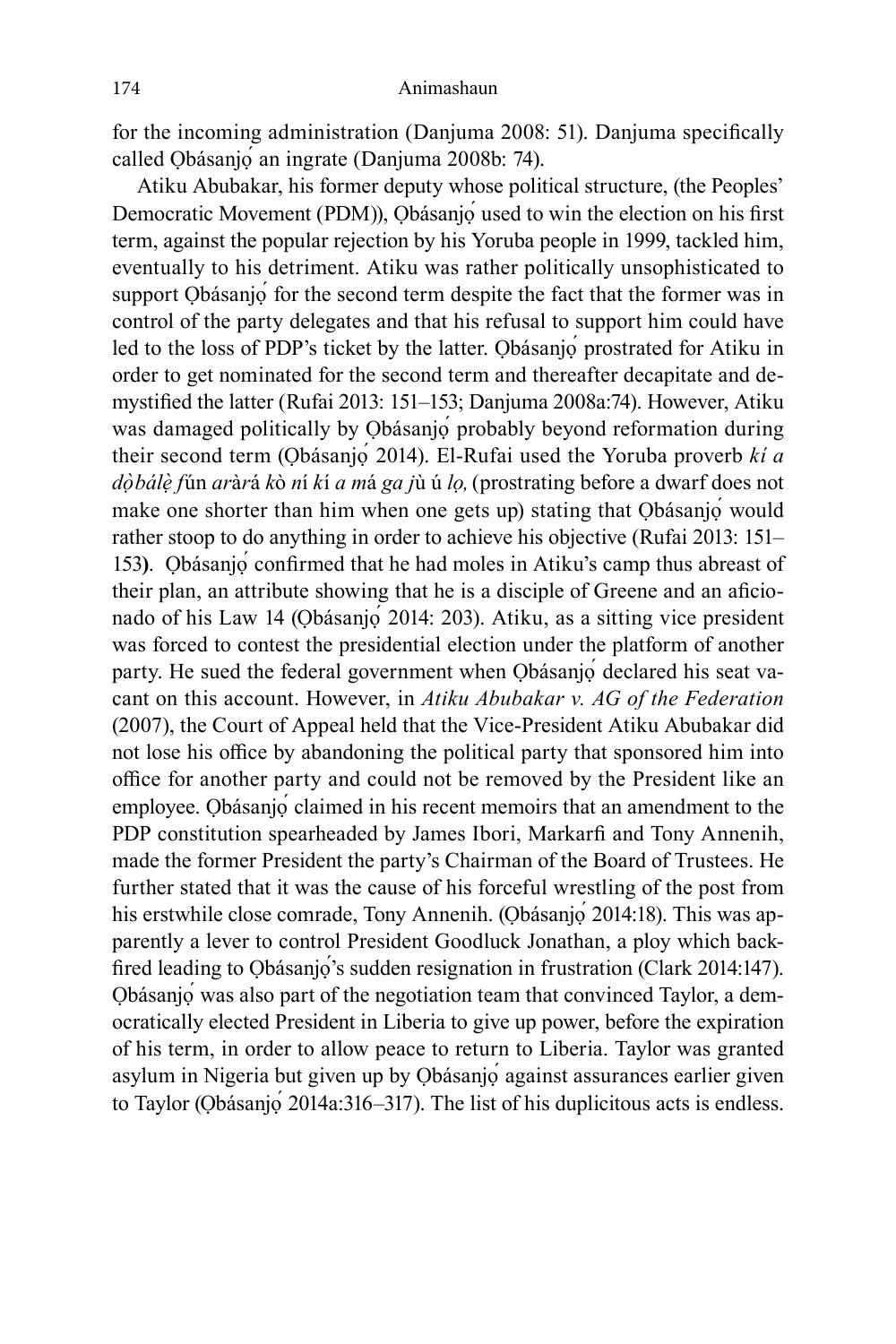for the incoming administration (Danjuma 2008: 51). Danjuma specifically called Ọbásanjọ́ an ingrate (Danjuma 2008b: 74).

Atiku Abubakar, his former deputy whose political structure, (the Peoples' Democratic Movement (PDM)), Ọbásanjọ́ used to win the election on his first term, against the popular rejection by his Yoruba people in 1999, tackled him, eventually to his detriment. Atiku was rather politically unsophisticated to support Ọbásanjọ́ for the second term despite the fact that the former was in control of the party delegates and that his refusal to support him could have led to the loss of PDP's ticket by the latter. Ọbásanjọ́ prostrated for Atiku in order to get nominated for the second term and thereafter decapitate and demystified the latter (Rufai 2013: 151–153; Danjuma 2008a:74). However, Atiku was damaged politically by Ọbásanjọ́ probably beyond reformation during their second term (Ọbásanjọ́ 2014). El-Rufai used the Yoruba proverb *kí a dọ̀bálẹ̀ f*ún *ar*à*r*á *k*ò *n*í *k*í *a m*á *ga j*ù ú *lọ,* (prostrating before a dwarf does not make one shorter than him when one gets up) stating that Ọbásanjọ́ would rather stoop to do anything in order to achieve his objective (Rufai 2013: 151–153**)**. Ọbásanjọ́ confirmed that he had moles in Atiku's camp thus abreast of their plan, an attribute showing that he is a disciple of Greene and an aficionado of his Law 14 (Ọbásanjọ́ 2014: 203). Atiku, as a sitting vice president was forced to contest the presidential election under the platform of another party. He sued the federal government when Ọbásanjọ́ declared his seat vacant on this account. However, in *Atiku Abubakar v. AG of the Federation* (2007), the Court of Appeal held that the Vice-President Atiku Abubakar did not lose his office by abandoning the political party that sponsored him into office for another party and could not be removed by the President like an employee. Ọbásanjọ́ claimed in his recent memoirs that an amendment to the PDP constitution spearheaded by James Ibori, Markarfi and Tony Annenih, made the former President the party's Chairman of the Board of Trustees. He further stated that it was the cause of his forceful wrestling of the post from his erstwhile close comrade, Tony Annenih. (Ọbásanjọ́ 2014:18). This was apparently a lever to control President Goodluck Jonathan, a ploy which backfired leading to Ọbásanjọ́'s sudden resignation in frustration (Clark 2014:147). Ọbásanjọ́ was also part of the negotiation team that convinced Taylor, a democratically elected President in Liberia to give up power, before the expiration of his term, in order to allow peace to return to Liberia. Taylor was granted asylum in Nigeria but given up by Ọbásanjọ́ against assurances earlier given to Taylor (Ọbásanjọ́ 2014a:316–317). The list of his duplicitous acts is endless.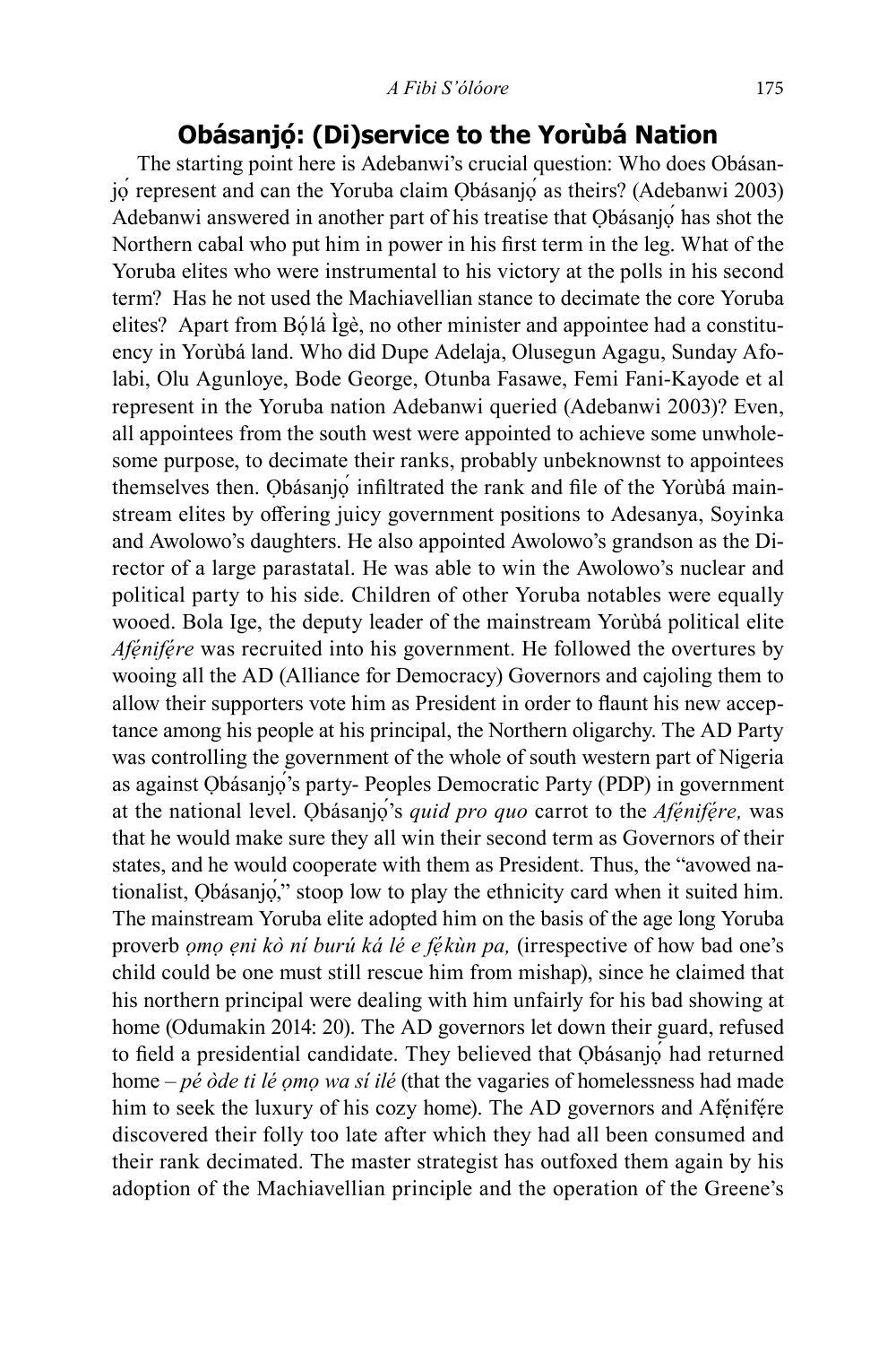## Obásanjọ́: (Di)service to the Yorùbá Nation

The starting point here is Adebanwi's crucial question: Who does Obásanjọ́ represent and can the Yoruba claim Ọbásanjọ́ as theirs? (Adebanwi 2003) Adebanwi answered in another part of his treatise that Ọbásanjọ́ has shot the Northern cabal who put him in power in his first term in the leg. What of the Yoruba elites who were instrumental to his victory at the polls in his second term? Has he not used the Machiavellian stance to decimate the core Yoruba elites? Apart from Bọ́lá Ìgè, no other minister and appointee had a constituency in Yorùbá land. Who did Dupe Adelaja, Olusegun Agagu, Sunday Afolabi, Olu Agunloye, Bode George, Otunba Fasawe, Femi Fani-Kayode et al represent in the Yoruba nation Adebanwi queried (Adebanwi 2003)? Even, all appointees from the south west were appointed to achieve some unwholesome purpose, to decimate their ranks, probably unbeknownst to appointees themselves then. Ọbásanjọ́ infiltrated the rank and file of the Yorùbá mainstream elites by offering juicy government positions to Adesanya, Soyinka and Awolowo's daughters. He also appointed Awolowo's grandson as the Director of a large parastatal. He was able to win the Awolowo's nuclear and political party to his side. Children of other Yoruba notables were equally wooed. Bola Ige, the deputy leader of the mainstream Yorùbá political elite *Afẹ́nifẹ́re* was recruited into his government. He followed the overtures by wooing all the AD (Alliance for Democracy) Governors and cajoling them to allow their supporters vote him as President in order to flaunt his new acceptance among his people at his principal, the Northern oligarchy. The AD Party was controlling the government of the whole of south western part of Nigeria as against Ọbásanjọ́'s party- Peoples Democratic Party (PDP) in government at the national level. Ọbásanjọ́'s *quid pro quo* carrot to the *Afẹ́nifẹ́re,* was that he would make sure they all win their second term as Governors of their states, and he would cooperate with them as President. Thus, the "avowed nationalist, Ọbásanjọ́," stoop low to play the ethnicity card when it suited him. The mainstream Yoruba elite adopted him on the basis of the age long Yoruba proverb *ọmọ ẹni kò ní burú ká lé e fẹ́kùn pa,* (irrespective of how bad one's child could be one must still rescue him from mishap), since he claimed that his northern principal were dealing with him unfairly for his bad showing at home (Odumakin 2014: 20). The AD governors let down their guard, refused to field a presidential candidate. They believed that Ọbásanjọ́ had returned home – *pé òde ti lé ọmọ wa sí ilé* (that the vagaries of homelessness had made him to seek the luxury of his cozy home). The AD governors and Afẹ́nifẹ́re discovered their folly too late after which they had all been consumed and their rank decimated. The master strategist has outfoxed them again by his adoption of the Machiavellian principle and the operation of the Greene's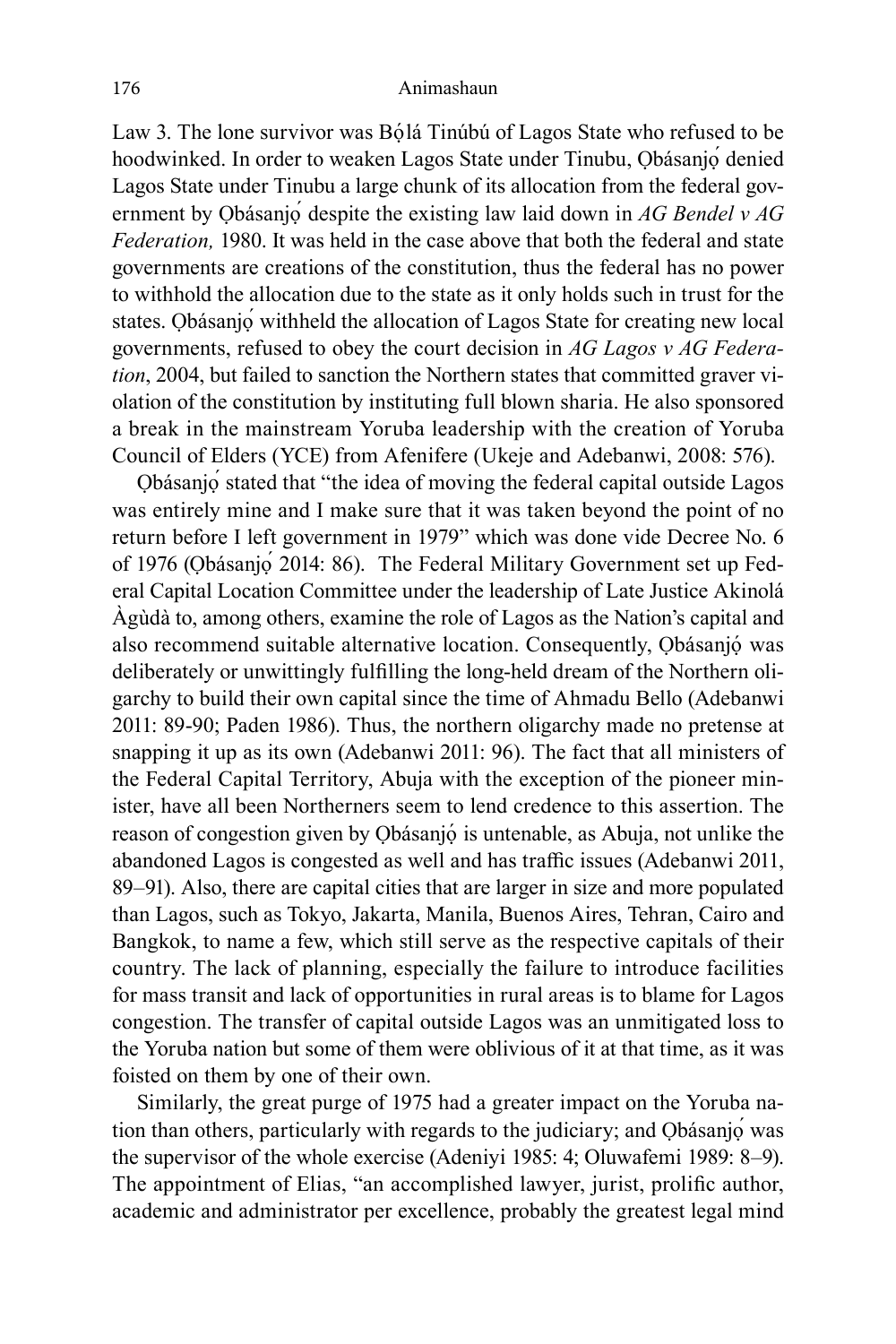Law 3. The lone survivor was Bọ́lá Tinúbú of Lagos State who refused to be hoodwinked. In order to weaken Lagos State under Tinubu, Ọbásanjọ́ denied Lagos State under Tinubu a large chunk of its allocation from the federal government by Ọbásanjọ́ despite the existing law laid down in *AG Bendel v AG Federation,* 1980. It was held in the case above that both the federal and state governments are creations of the constitution, thus the federal has no power to withhold the allocation due to the state as it only holds such in trust for the states. Ọbásanjọ́ withheld the allocation of Lagos State for creating new local governments, refused to obey the court decision in *AG Lagos v AG Federation*, 2004, but failed to sanction the Northern states that committed graver violation of the constitution by instituting full blown sharia. He also sponsored a break in the mainstream Yoruba leadership with the creation of Yoruba Council of Elders (YCE) from Afenifere (Ukeje and Adebanwi, 2008: 576).

Ọbásanjọ́ stated that "the idea of moving the federal capital outside Lagos was entirely mine and I make sure that it was taken beyond the point of no return before I left government in 1979" which was done vide Decree No. 6 of 1976 (Ọbásanjọ́ 2014: 86). The Federal Military Government set up Federal Capital Location Committee under the leadership of Late Justice Akinolá Àgùdà to, among others, examine the role of Lagos as the Nation's capital and also recommend suitable alternative location. Consequently, Ọbásanjọ́ was deliberately or unwittingly fulfilling the long-held dream of the Northern oligarchy to build their own capital since the time of Ahmadu Bello (Adebanwi 2011: 89-90; Paden 1986). Thus, the northern oligarchy made no pretense at snapping it up as its own (Adebanwi 2011: 96). The fact that all ministers of the Federal Capital Territory, Abuja with the exception of the pioneer minister, have all been Northerners seem to lend credence to this assertion. The reason of congestion given by Ọbásanjọ́ is untenable, as Abuja, not unlike the abandoned Lagos is congested as well and has traffic issues (Adebanwi 2011, 89–91). Also, there are capital cities that are larger in size and more populated than Lagos, such as Tokyo, Jakarta, Manila, Buenos Aires, Tehran, Cairo and Bangkok, to name a few, which still serve as the respective capitals of their country. The lack of planning, especially the failure to introduce facilities for mass transit and lack of opportunities in rural areas is to blame for Lagos congestion. The transfer of capital outside Lagos was an unmitigated loss to the Yoruba nation but some of them were oblivious of it at that time, as it was foisted on them by one of their own.

Similarly, the great purge of 1975 had a greater impact on the Yoruba nation than others, particularly with regards to the judiciary; and Ọbásanjọ́ was the supervisor of the whole exercise (Adeniyi 1985: 4; Oluwafemi 1989: 8–9). The appointment of Elias, "an accomplished lawyer, jurist, prolific author, academic and administrator per excellence, probably the greatest legal mind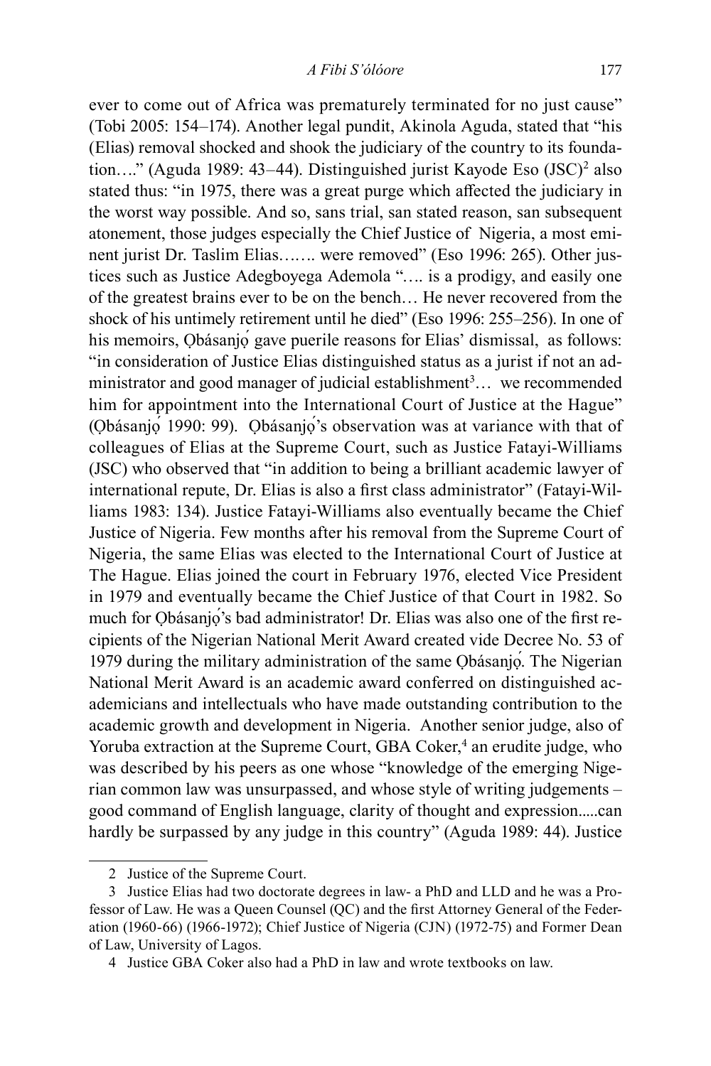ever to come out of Africa was prematurely terminated for no just cause" (Tobi 2005: 154–174). Another legal pundit, Akinola Aguda, stated that "his (Elias) removal shocked and shook the judiciary of the country to its foundation…." (Aguda 1989: 43–44). Distinguished jurist Kayode Eso (JSC)[2] also stated thus: "in 1975, there was a great purge which affected the judiciary in the worst way possible. And so, sans trial, san stated reason, san subsequent atonement, those judges especially the Chief Justice of Nigeria, a most eminent jurist Dr. Taslim Elias……. were removed" (Eso 1996: 265). Other justices such as Justice Adegboyega Ademola "…. is a prodigy, and easily one of the greatest brains ever to be on the bench… He never recovered from the shock of his untimely retirement until he died" (Eso 1996: 255–256). In one of his memoirs, Ọbásanjọ́ gave puerile reasons for Elias' dismissal, as follows: "in consideration of Justice Elias distinguished status as a jurist if not an administrator and good manager of judicial establishment[3]… we recommended him for appointment into the International Court of Justice at the Hague" (Ọbásanjọ́ 1990: 99). Ọbásanjọ́'s observation was at variance with that of colleagues of Elias at the Supreme Court, such as Justice Fatayi-Williams (JSC) who observed that "in addition to being a brilliant academic lawyer of international repute, Dr. Elias is also a first class administrator" (Fatayi-Williams 1983: 134). Justice Fatayi-Williams also eventually became the Chief Justice of Nigeria. Few months after his removal from the Supreme Court of Nigeria, the same Elias was elected to the International Court of Justice at The Hague. Elias joined the court in February 1976, elected Vice President in 1979 and eventually became the Chief Justice of that Court in 1982. So much for Ọbásanjọ's bad administrator! Dr. Elias was also one of the first recipients of the Nigerian National Merit Award created vide Decree No. 53 of 1979 during the military administration of the same Ọbásanjọ́. The Nigerian National Merit Award is an academic award conferred on distinguished academicians and intellectuals who have made outstanding contribution to the academic growth and development in Nigeria. Another senior judge, also of Yoruba extraction at the Supreme Court, GBA Coker,[4] an erudite judge, who was described by his peers as one whose "knowledge of the emerging Nigerian common law was unsurpassed, and whose style of writing judgements – good command of English language, clarity of thought and expression.....can hardly be surpassed by any judge in this country" (Aguda 1989: 44). Justice

---

2 Justice of the Supreme Court.

3 Justice Elias had two doctorate degrees in law- a PhD and LLD and he was a Professor of Law. He was a Queen Counsel (QC) and the first Attorney General of the Federation (1960-66) (1966-1972); Chief Justice of Nigeria (CJN) (1972-75) and Former Dean of Law, University of Lagos.

4 Justice GBA Coker also had a PhD in law and wrote textbooks on law.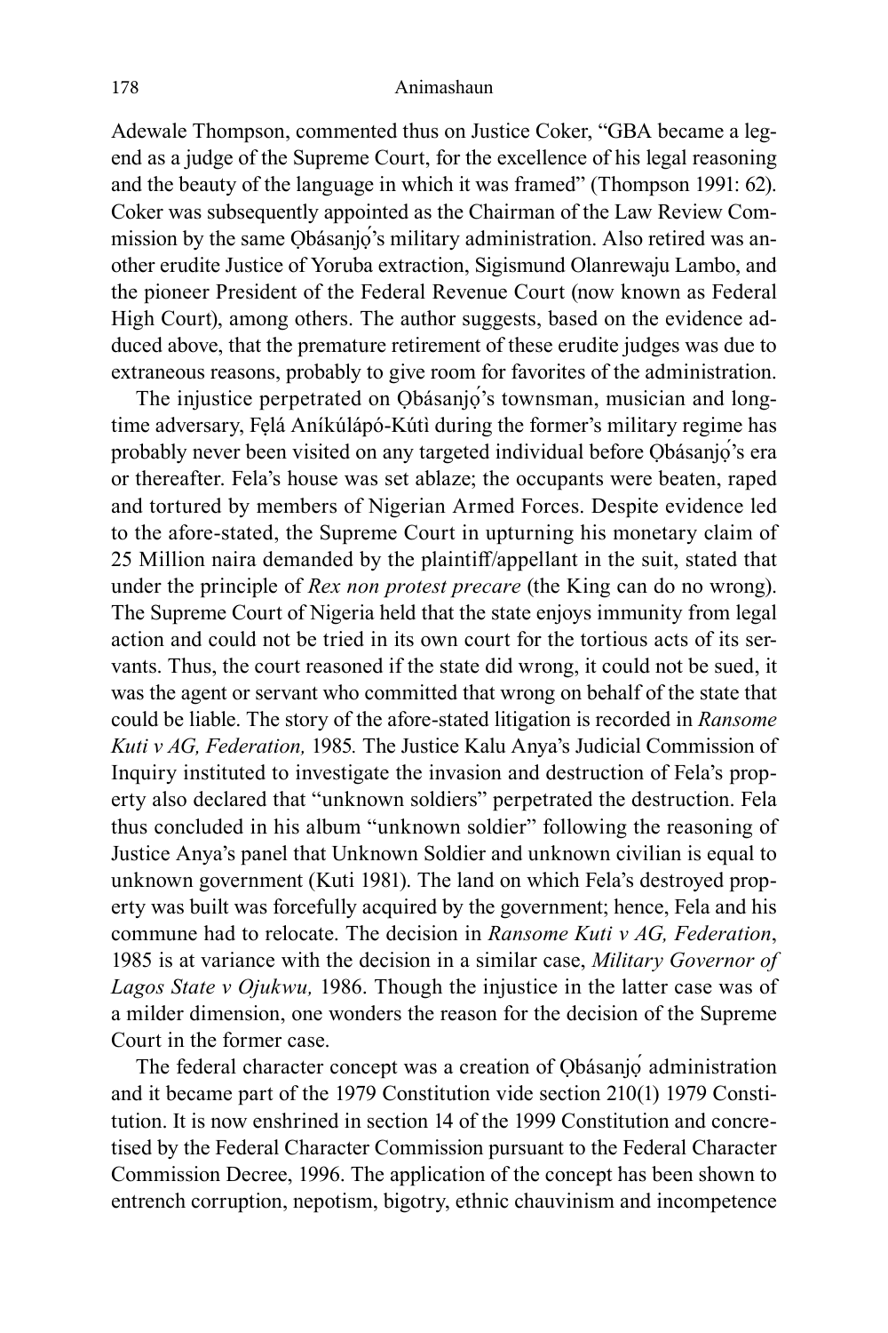Adewale Thompson, commented thus on Justice Coker, "GBA became a legend as a judge of the Supreme Court, for the excellence of his legal reasoning and the beauty of the language in which it was framed" (Thompson 1991: 62). Coker was subsequently appointed as the Chairman of the Law Review Commission by the same Ọbásanjọ́'s military administration. Also retired was another erudite Justice of Yoruba extraction, Sigismund Olanrewaju Lambo, and the pioneer President of the Federal Revenue Court (now known as Federal High Court), among others. The author suggests, based on the evidence adduced above, that the premature retirement of these erudite judges was due to extraneous reasons, probably to give room for favorites of the administration.

The injustice perpetrated on Ọbásanjọ́'s townsman, musician and long-time adversary, Fẹlá Aníkúlápó-Kútì during the former's military regime has probably never been visited on any targeted individual before Ọbásanjọ́'s era or thereafter. Fela's house was set ablaze; the occupants were beaten, raped and tortured by members of Nigerian Armed Forces. Despite evidence led to the afore-stated, the Supreme Court in upturning his monetary claim of 25 Million naira demanded by the plaintiff/appellant in the suit, stated that under the principle of *Rex non protest precare* (the King can do no wrong). The Supreme Court of Nigeria held that the state enjoys immunity from legal action and could not be tried in its own court for the tortious acts of its servants. Thus, the court reasoned if the state did wrong, it could not be sued, it was the agent or servant who committed that wrong on behalf of the state that could be liable. The story of the afore-stated litigation is recorded in *Ransome Kuti v AG, Federation,* 1985*.* The Justice Kalu Anya's Judicial Commission of Inquiry instituted to investigate the invasion and destruction of Fela's property also declared that "unknown soldiers" perpetrated the destruction. Fela thus concluded in his album "unknown soldier" following the reasoning of Justice Anya's panel that Unknown Soldier and unknown civilian is equal to unknown government (Kuti 1981). The land on which Fela's destroyed property was built was forcefully acquired by the government; hence, Fela and his commune had to relocate. The decision in *Ransome Kuti v AG, Federation*, 1985 is at variance with the decision in a similar case, *Military Governor of Lagos State v Ojukwu,* 1986. Though the injustice in the latter case was of a milder dimension, one wonders the reason for the decision of the Supreme Court in the former case.

The federal character concept was a creation of Ọbásanjọ́ administration and it became part of the 1979 Constitution vide section 210(1) 1979 Constitution. It is now enshrined in section 14 of the 1999 Constitution and concretised by the Federal Character Commission pursuant to the Federal Character Commission Decree, 1996. The application of the concept has been shown to entrench corruption, nepotism, bigotry, ethnic chauvinism and incompetence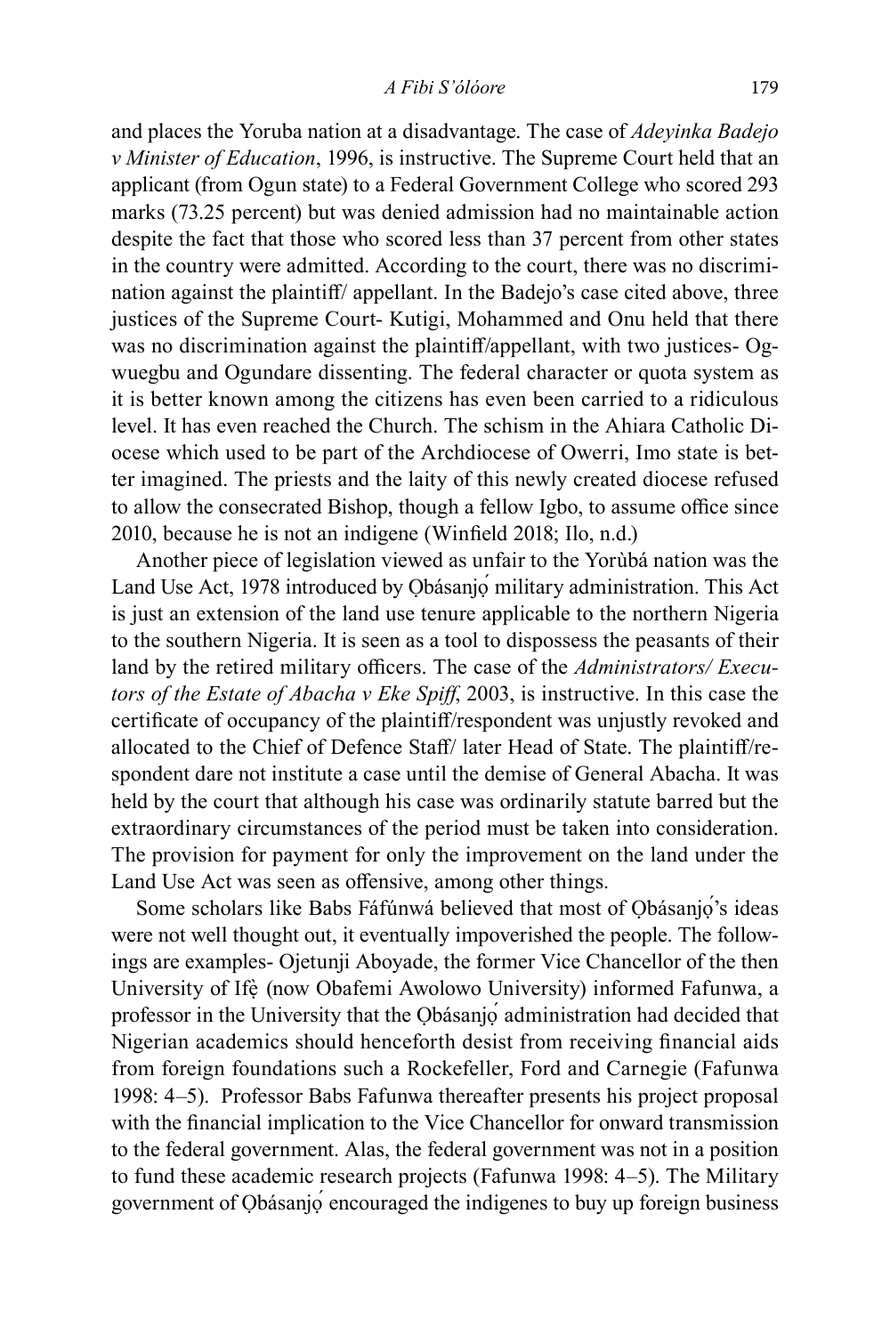and places the Yoruba nation at a disadvantage. The case of *Adeyinka Badejo v Minister of Education*, 1996, is instructive. The Supreme Court held that an applicant (from Ogun state) to a Federal Government College who scored 293 marks (73.25 percent) but was denied admission had no maintainable action despite the fact that those who scored less than 37 percent from other states in the country were admitted. According to the court, there was no discrimination against the plaintiff/ appellant. In the Badejo's case cited above, three justices of the Supreme Court- Kutigi, Mohammed and Onu held that there was no discrimination against the plaintiff/appellant, with two justices- Ogwuegbu and Ogundare dissenting. The federal character or quota system as it is better known among the citizens has even been carried to a ridiculous level. It has even reached the Church. The schism in the Ahiara Catholic Diocese which used to be part of the Archdiocese of Owerri, Imo state is better imagined. The priests and the laity of this newly created diocese refused to allow the consecrated Bishop, though a fellow Igbo, to assume office since 2010, because he is not an indigene (Winfield 2018; Ilo, n.d.)

Another piece of legislation viewed as unfair to the Yorùbá nation was the Land Use Act, 1978 introduced by Ọbásanjọ́ military administration. This Act is just an extension of the land use tenure applicable to the northern Nigeria to the southern Nigeria. It is seen as a tool to dispossess the peasants of their land by the retired military officers. The case of the *Administrators/ Executors of the Estate of Abacha v Eke Spiff*, 2003, is instructive. In this case the certificate of occupancy of the plaintiff/respondent was unjustly revoked and allocated to the Chief of Defence Staff/ later Head of State. The plaintiff/respondent dare not institute a case until the demise of General Abacha. It was held by the court that although his case was ordinarily statute barred but the extraordinary circumstances of the period must be taken into consideration. The provision for payment for only the improvement on the land under the Land Use Act was seen as offensive, among other things.

Some scholars like Babs Fáfúnwá believed that most of Ọbásanjọ́'s ideas were not well thought out, it eventually impoverished the people. The followings are examples- Ojetunji Aboyade, the former Vice Chancellor of the then University of Ifẹ̀ (now Obafemi Awolowo University) informed Fafunwa, a professor in the University that the Ọbásanjọ́ administration had decided that Nigerian academics should henceforth desist from receiving financial aids from foreign foundations such a Rockefeller, Ford and Carnegie (Fafunwa 1998: 4–5). Professor Babs Fafunwa thereafter presents his project proposal with the financial implication to the Vice Chancellor for onward transmission to the federal government. Alas, the federal government was not in a position to fund these academic research projects (Fafunwa 1998: 4–5). The Military government of Ọbásanjọ́ encouraged the indigenes to buy up foreign business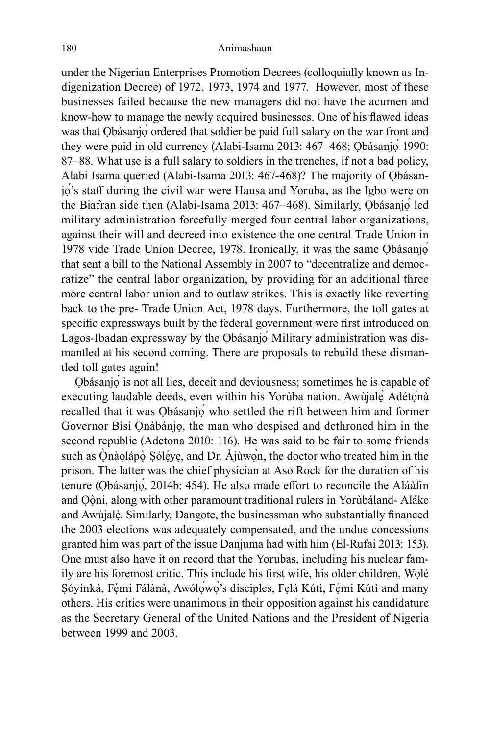under the Nigerian Enterprises Promotion Decrees (colloquially known as Indigenization Decree) of 1972, 1973, 1974 and 1977. However, most of these businesses failed because the new managers did not have the acumen and know-how to manage the newly acquired businesses. One of his flawed ideas was that Ọbásanjọ́ ordered that soldier be paid full salary on the war front and they were paid in old currency (Alabi-Isama 2013: 467–468; Ọbásanjọ́ 1990: 87–88. What use is a full salary to soldiers in the trenches, if not a bad policy, Alabi Isama queried (Alabi-Isama 2013: 467-468)? The majority of Ọbásanjọ́'s staff during the civil war were Hausa and Yoruba, as the Igbo were on the Biafran side then (Alabi-Isama 2013: 467–468). Similarly, Ọbásanjọ́ led military administration forcefully merged four central labor organizations, against their will and decreed into existence the one central Trade Union in 1978 vide Trade Union Decree, 1978. Ironically, it was the same Ọbásanjọ́ that sent a bill to the National Assembly in 2007 to "decentralize and democratize" the central labor organization, by providing for an additional three more central labor union and to outlaw strikes. This is exactly like reverting back to the pre- Trade Union Act, 1978 days. Furthermore, the toll gates at specific expressways built by the federal government were first introduced on Lagos-Ibadan expressway by the Ọbásanjọ́ Military administration was dismantled at his second coming. There are proposals to rebuild these dismantled toll gates again!

Ọbásanjọ́ is not all lies, deceit and deviousness; sometimes he is capable of executing laudable deeds, even within his Yorùba nation. Awùjalẹ̀ Adétọ̀nà recalled that it was Ọbásanjọ́ who settled the rift between him and former Governor Bísí Ọnàbánjọ, the man who despised and dethroned him in the second republic (Adetona 2010: 116). He was said to be fair to some friends such as Ọ̀nàọlápọ̀ Ṣólẹ́yẹ, and Dr. Àjùwọ̀n, the doctor who treated him in the prison. The latter was the chief physician at Aso Rock for the duration of his tenure (Ọbásanjọ́, 2014b: 454). He also made effort to reconcile the Aláàfin and Ọ̀ọ̀ni, along with other paramount traditional rulers in Yorùbáland- Aláke and Awùjalẹ̀. Similarly, Dangote, the businessman who substantially financed the 2003 elections was adequately compensated, and the undue concessions granted him was part of the issue Danjuma had with him (El-Rufai 2013: 153). One must also have it on record that the Yorubas, including his nuclear family are his foremost critic. This include his first wife, his older children, Wọlé Ṣóyínká, Fẹ́mi Fálànà, Awólọ́wọ̀'s disciples, Fẹlá Kútì, Fẹ́mi Kútì and many others. His critics were unanimous in their opposition against his candidature as the Secretary General of the United Nations and the President of Nigeria between 1999 and 2003.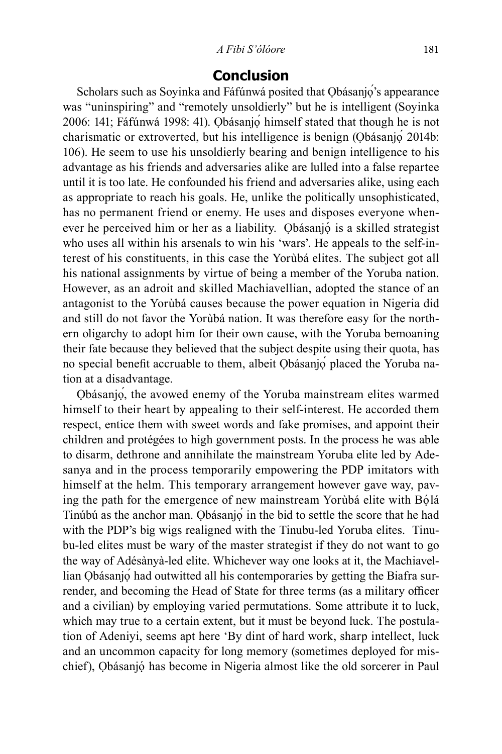## Conclusion

Scholars such as Soyinka and Fáfúnwá posited that Ọbásanjọ́'s appearance was "uninspiring" and "remotely unsoldierly" but he is intelligent (Soyinka 2006: 141; Fáfúnwá 1998: 41). Ọbásanjọ́ himself stated that though he is not charismatic or extroverted, but his intelligence is benign (Ọbásanjọ́ 2014b: 106). He seem to use his unsoldierly bearing and benign intelligence to his advantage as his friends and adversaries alike are lulled into a false repartee until it is too late. He confounded his friend and adversaries alike, using each as appropriate to reach his goals. He, unlike the politically unsophisticated, has no permanent friend or enemy. He uses and disposes everyone whenever he perceived him or her as a liability. Ọbásanjọ́ is a skilled strategist who uses all within his arsenals to win his 'wars'. He appeals to the self-interest of his constituents, in this case the Yorùbá elites. The subject got all his national assignments by virtue of being a member of the Yoruba nation. However, as an adroit and skilled Machiavellian, adopted the stance of an antagonist to the Yorùbá causes because the power equation in Nigeria did and still do not favor the Yorùbá nation. It was therefore easy for the northern oligarchy to adopt him for their own cause, with the Yoruba bemoaning their fate because they believed that the subject despite using their quota, has no special benefit accruable to them, albeit Ọbásanjọ́ placed the Yoruba nation at a disadvantage.

Ọbásanjọ́, the avowed enemy of the Yoruba mainstream elites warmed himself to their heart by appealing to their self-interest. He accorded them respect, entice them with sweet words and fake promises, and appoint their children and protégées to high government posts. In the process he was able to disarm, dethrone and annihilate the mainstream Yoruba elite led by Adesanya and in the process temporarily empowering the PDP imitators with himself at the helm. This temporary arrangement however gave way, paving the path for the emergence of new mainstream Yorùbá elite with Bọ́lá Tinúbú as the anchor man. Ọbásanjọ́ in the bid to settle the score that he had with the PDP's big wigs realigned with the Tinubu-led Yoruba elites. Tinubu-led elites must be wary of the master strategist if they do not want to go the way of Adésànyà-led elite. Whichever way one looks at it, the Machiavellian Ọbásanjọ́ had outwitted all his contemporaries by getting the Biafra surrender, and becoming the Head of State for three terms (as a military officer and a civilian) by employing varied permutations. Some attribute it to luck, which may true to a certain extent, but it must be beyond luck. The postulation of Adeniyi, seems apt here 'By dint of hard work, sharp intellect, luck and an uncommon capacity for long memory (sometimes deployed for mischief), Ọbásanjọ́ has become in Nigeria almost like the old sorcerer in Paul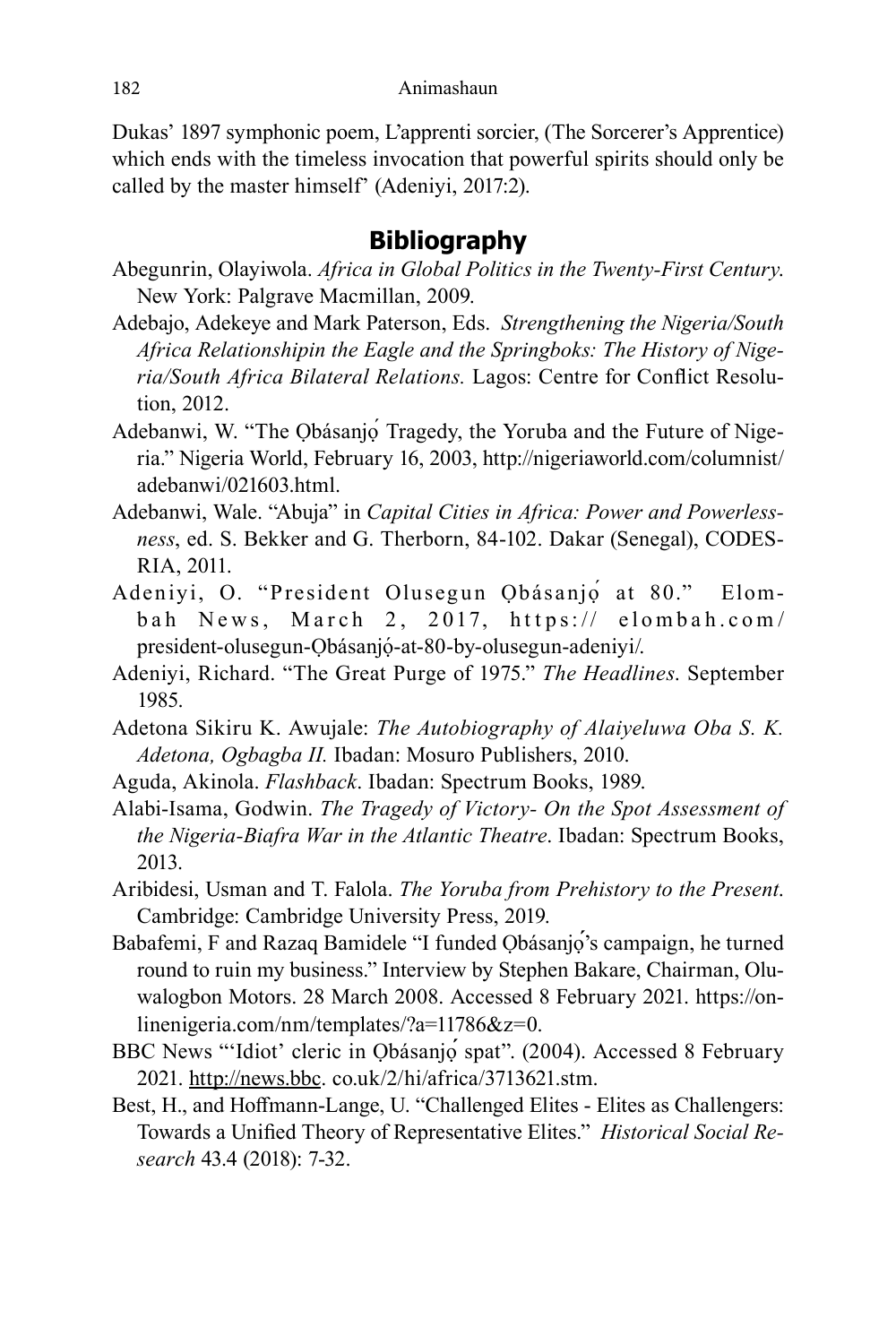Dukas' 1897 symphonic poem, L'apprenti sorcier, (The Sorcerer's Apprentice) which ends with the timeless invocation that powerful spirits should only be called by the master himself' (Adeniyi, 2017:2).

## Bibliography

Abegunrin, Olayiwola. *Africa in Global Politics in the Twenty-First Century.* New York: Palgrave Macmillan, 2009.

Adebajo, Adekeye and Mark Paterson, Eds. *Strengthening the Nigeria/South Africa Relationshipin the Eagle and the Springboks: The History of Nigeria/South Africa Bilateral Relations.* Lagos: Centre for Conflict Resolution, 2012.

Adebanwi, W. "The Ọbásanjọ́ Tragedy, the Yoruba and the Future of Nigeria." Nigeria World, February 16, 2003, http://nigeriaworld.com/columnist/adebanwi/021603.html.

Adebanwi, Wale. "Abuja" in *Capital Cities in Africa: Power and Powerlessness*, ed. S. Bekker and G. Therborn, 84-102. Dakar (Senegal), CODESRIA, 2011.

Adeniyi, O. "President Olusegun Ọbásanjọ́ at 80." Elombah News, March 2, 2017, https://elombah.com/president-olusegun-Ọbásanjọ́-at-80-by-olusegun-adeniyi/.

Adeniyi, Richard. "The Great Purge of 1975." *The Headlines.* September 1985.

Adetona Sikiru K. Awujale: *The Autobiography of Alaiyeluwa Oba S. K. Adetona, Ogbagba II.* Ibadan: Mosuro Publishers, 2010.

Aguda, Akinola. *Flashback*. Ibadan: Spectrum Books, 1989.

Alabi-Isama, Godwin. *The Tragedy of Victory- On the Spot Assessment of the Nigeria-Biafra War in the Atlantic Theatre*. Ibadan: Spectrum Books, 2013.

Aribidesi, Usman and T. Falola. *The Yoruba from Prehistory to the Present.* Cambridge: Cambridge University Press, 2019.

Babafemi, F and Razaq Bamidele "I funded Ọbásanjọ́'s campaign, he turned round to ruin my business." Interview by Stephen Bakare, Chairman, Oluwalogbon Motors. 28 March 2008. Accessed 8 February 2021. https://onlinenigeria.com/nm/templates/?a=11786&z=0.

BBC News "'Idiot' cleric in Ọbásanjọ́ spat". (2004). Accessed 8 February 2021. http://news.bbc. co.uk/2/hi/africa/3713621.stm.

Best, H., and Hoffmann-Lange, U. "Challenged Elites - Elites as Challengers: Towards a Unified Theory of Representative Elites." *Historical Social Research* 43.4 (2018): 7-32.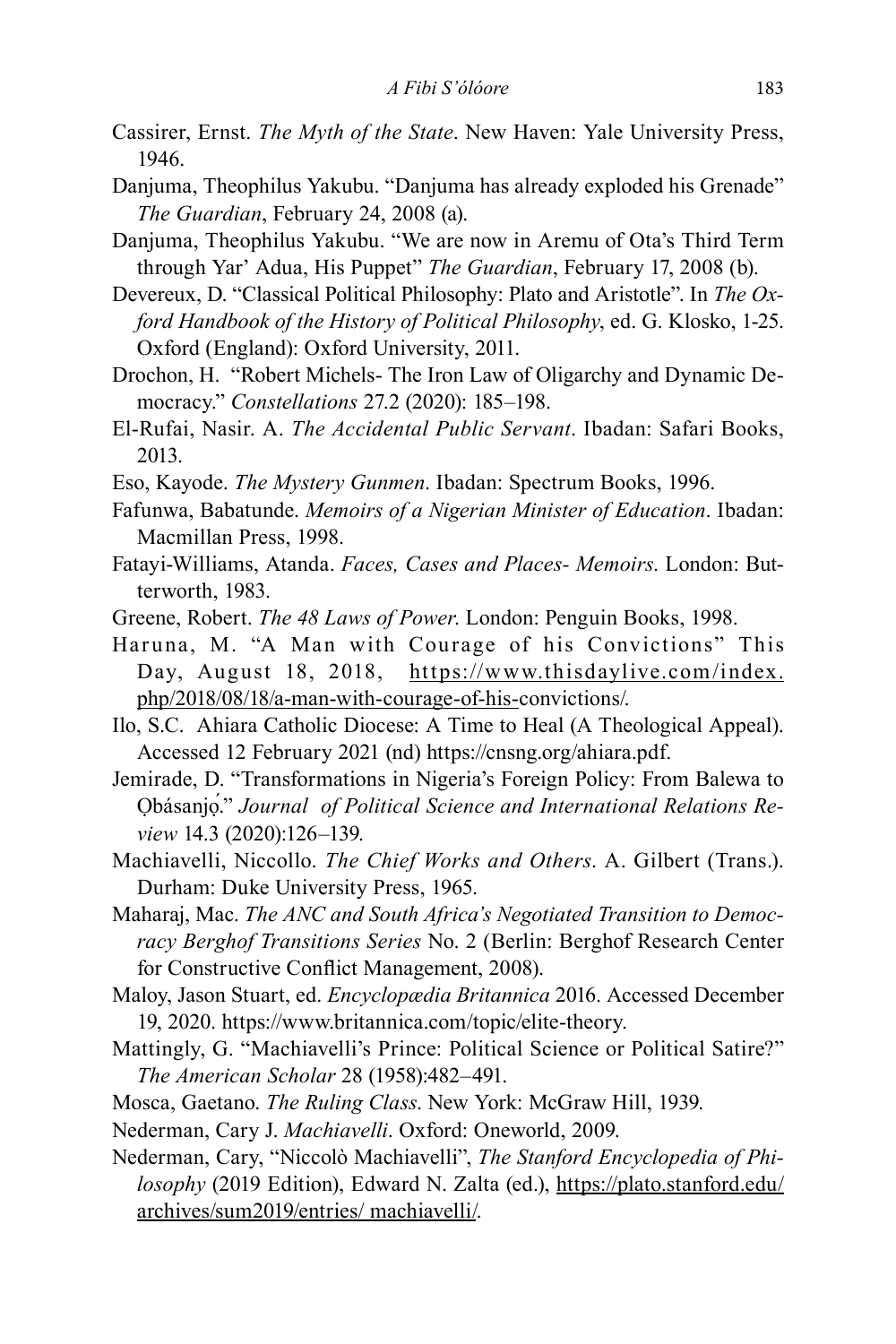Cassirer, Ernst. *The Myth of the State*. New Haven: Yale University Press, 1946.

Danjuma, Theophilus Yakubu. "Danjuma has already exploded his Grenade" *The Guardian*, February 24, 2008 (a).

Danjuma, Theophilus Yakubu. "We are now in Aremu of Ota's Third Term through Yar' Adua, His Puppet" *The Guardian*, February 17, 2008 (b).

Devereux, D. "Classical Political Philosophy: Plato and Aristotle". In *The Oxford Handbook of the History of Political Philosophy*, ed. G. Klosko, 1-25. Oxford (England): Oxford University, 2011.

Drochon, H. "Robert Michels- The Iron Law of Oligarchy and Dynamic Democracy." *Constellations* 27.2 (2020): 185–198.

El-Rufai, Nasir. A. *The Accidental Public Servant*. Ibadan: Safari Books, 2013.

Eso, Kayode. *The Mystery Gunmen*. Ibadan: Spectrum Books, 1996.

Fafunwa, Babatunde. *Memoirs of a Nigerian Minister of Education*. Ibadan: Macmillan Press, 1998.

Fatayi-Williams, Atanda. *Faces, Cases and Places- Memoirs*. London: Butterworth, 1983.

Greene, Robert. *The 48 Laws of Power*. London: Penguin Books, 1998.

Haruna, M. "A Man with Courage of his Convictions" This Day, August 18, 2018, https://www.thisdaylive.com/index.php/2018/08/18/a-man-with-courage-of-his-convictions/.

Ilo, S.C. Ahiara Catholic Diocese: A Time to Heal (A Theological Appeal). Accessed 12 February 2021 (nd) https://cnsng.org/ahiara.pdf.

Jemirade, D. "Transformations in Nigeria's Foreign Policy: From Balewa to Ọbásanjọ́." *Journal of Political Science and International Relations Review* 14.3 (2020):126–139.

Machiavelli, Niccollo. *The Chief Works and Others*. A. Gilbert (Trans.). Durham: Duke University Press, 1965.

Maharaj, Mac. *The ANC and South Africa's Negotiated Transition to Democracy Berghof Transitions Series* No. 2 (Berlin: Berghof Research Center for Constructive Conflict Management, 2008).

Maloy, Jason Stuart, ed. *Encyclopædia Britannica* 2016. Accessed December 19, 2020. https://www.britannica.com/topic/elite-theory.

Mattingly, G. "Machiavelli's Prince: Political Science or Political Satire?" *The American Scholar* 28 (1958):482–491.

Mosca, Gaetano. *The Ruling Class*. New York: McGraw Hill, 1939.

Nederman, Cary J. *Machiavelli*. Oxford: Oneworld, 2009.

Nederman, Cary, "Niccolò Machiavelli", *The Stanford Encyclopedia of Philosophy* (2019 Edition), Edward N. Zalta (ed.), https://plato.stanford.edu/archives/sum2019/entries/ machiavelli/.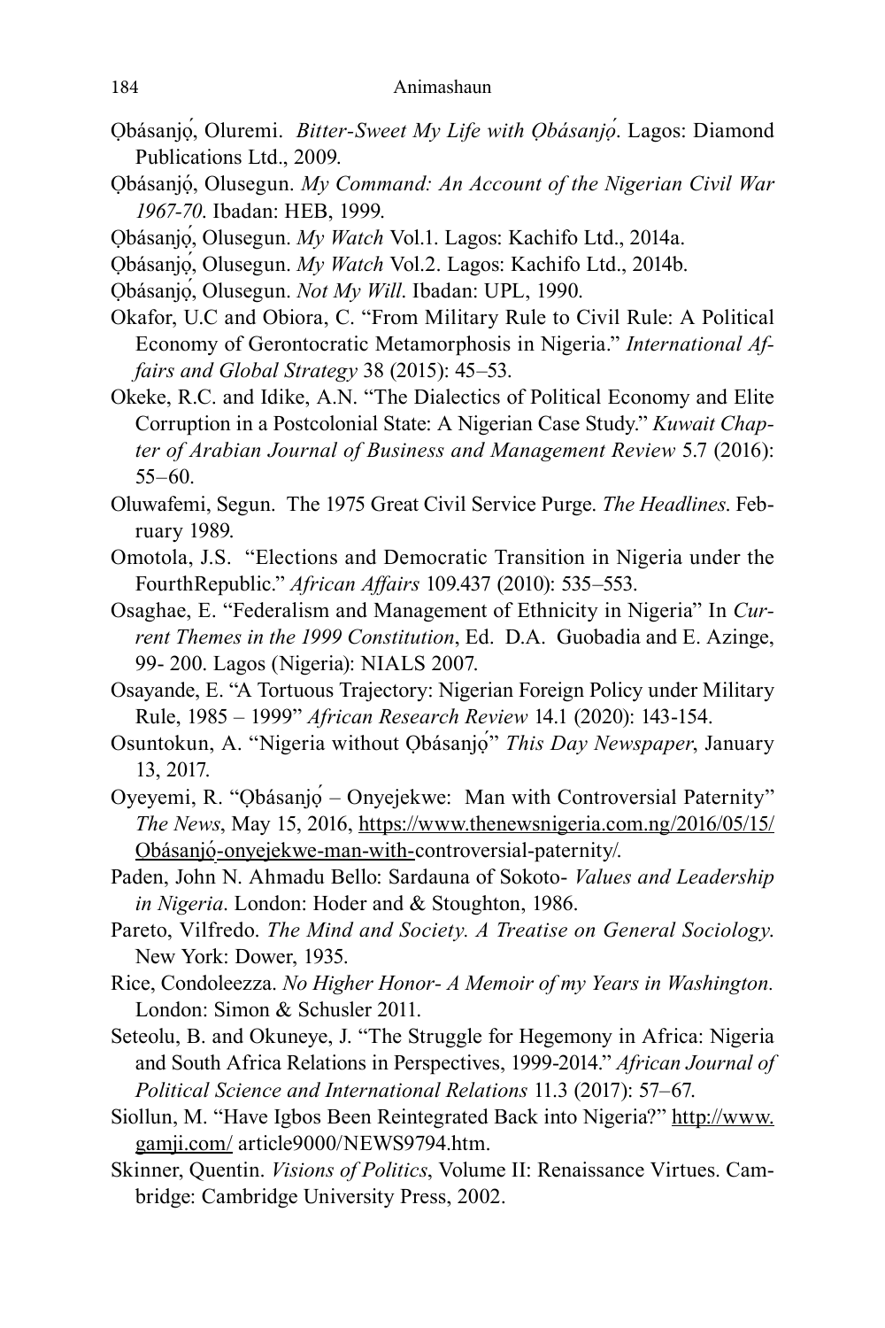Ọbásanjọ́, Oluremi. *Bitter-Sweet My Life with Ọbásanjọ́*. Lagos: Diamond Publications Ltd., 2009.

Ọbásanjọ́, Olusegun. *My Command: An Account of the Nigerian Civil War 1967-70*. Ibadan: HEB, 1999.

Ọbásanjọ́, Olusegun. *My Watch* Vol.1. Lagos: Kachifo Ltd., 2014a.

Ọbásanjọ́, Olusegun. *My Watch* Vol.2. Lagos: Kachifo Ltd., 2014b.

Ọbásanjọ́, Olusegun. *Not My Will*. Ibadan: UPL, 1990.

Okafor, U.C and Obiora, C. "From Military Rule to Civil Rule: A Political Economy of Gerontocratic Metamorphosis in Nigeria." *International Affairs and Global Strategy* 38 (2015): 45–53.

Okeke, R.C. and Idike, A.N. "The Dialectics of Political Economy and Elite Corruption in a Postcolonial State: A Nigerian Case Study." *Kuwait Chapter of Arabian Journal of Business and Management Review* 5.7 (2016): 55–60.

Oluwafemi, Segun. The 1975 Great Civil Service Purge. *The Headlines*. February 1989.

Omotola, J.S. "Elections and Democratic Transition in Nigeria under the FourthRepublic." *African Affairs* 109.437 (2010): 535–553.

Osaghae, E. "Federalism and Management of Ethnicity in Nigeria" In *Current Themes in the 1999 Constitution*, Ed. D.A. Guobadia and E. Azinge, 99- 200. Lagos (Nigeria): NIALS 2007.

Osayande, E. "A Tortuous Trajectory: Nigerian Foreign Policy under Military Rule, 1985 – 1999" *African Research Review* 14.1 (2020): 143-154.

Osuntokun, A. "Nigeria without Ọbásanjọ́" *This Day Newspaper*, January 13, 2017.

Oyeyemi, R. "Ọbásanjọ́ – Onyejekwe: Man with Controversial Paternity" *The News*, May 15, 2016, https://www.thenewsnigeria.com.ng/2016/05/15/Obásanjọ́-onyejekwe-man-with-controversial-paternity/.

Paden, John N. Ahmadu Bello: Sardauna of Sokoto- *Values and Leadership in Nigeria*. London: Hoder and & Stoughton, 1986.

Pareto, Vilfredo. *The Mind and Society. A Treatise on General Sociology*. New York: Dower, 1935.

Rice, Condoleezza. *No Higher Honor- A Memoir of my Years in Washington.* London: Simon & Schusler 2011.

Seteolu, B. and Okuneye, J. "The Struggle for Hegemony in Africa: Nigeria and South Africa Relations in Perspectives, 1999-2014." *African Journal of Political Science and International Relations* 11.3 (2017): 57–67.

Siollun, M. "Have Igbos Been Reintegrated Back into Nigeria?" http://www.gamji.com/ article9000/NEWS9794.htm.

Skinner, Quentin. *Visions of Politics*, Volume II: Renaissance Virtues. Cambridge: Cambridge University Press, 2002.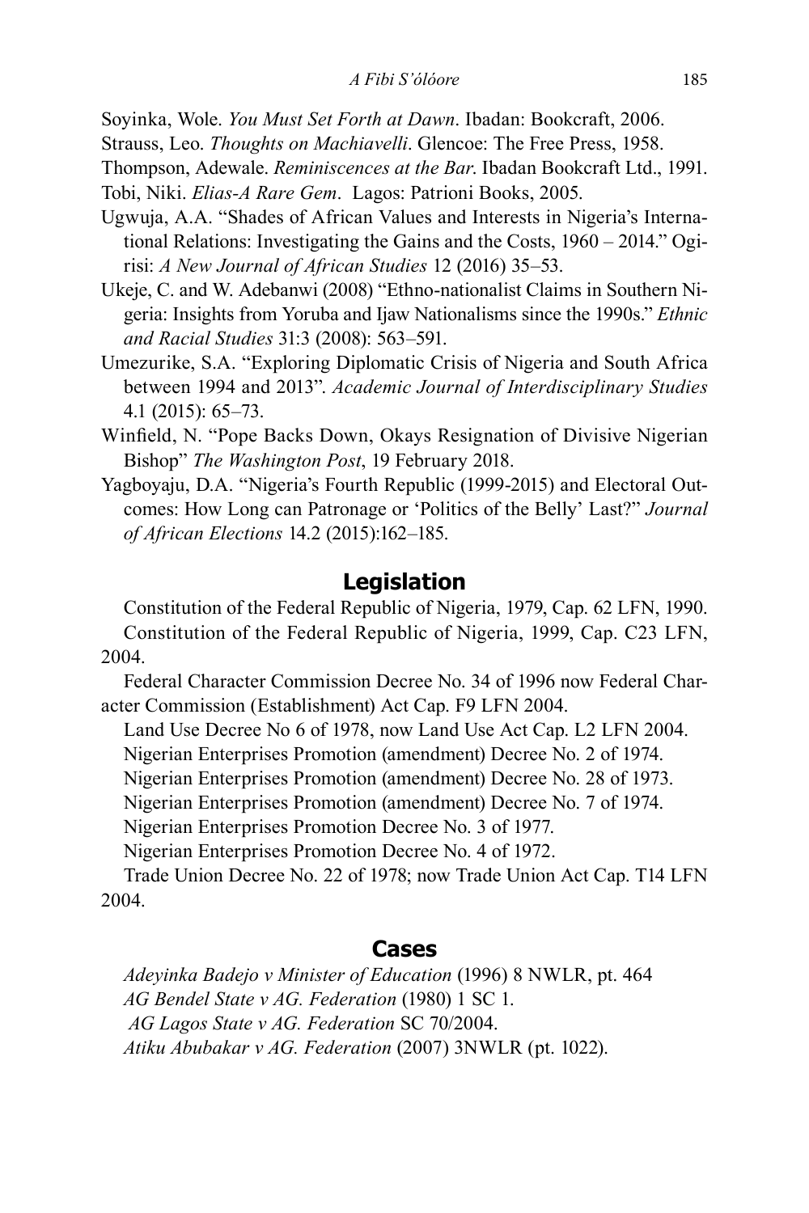Soyinka, Wole. *You Must Set Forth at Dawn*. Ibadan: Bookcraft, 2006.

Strauss, Leo. *Thoughts on Machiavelli*. Glencoe: The Free Press, 1958.

Thompson, Adewale. *Reminiscences at the Bar*. Ibadan Bookcraft Ltd., 1991.

Tobi, Niki. *Elias-A Rare Gem*. Lagos: Patrioni Books, 2005.

Ugwuja, A.A. "Shades of African Values and Interests in Nigeria's International Relations: Investigating the Gains and the Costs, 1960 – 2014." Ogirisi: *A New Journal of African Studies* 12 (2016) 35–53.

Ukeje, C. and W. Adebanwi (2008) "Ethno-nationalist Claims in Southern Nigeria: Insights from Yoruba and Ijaw Nationalisms since the 1990s." *Ethnic and Racial Studies* 31:3 (2008): 563–591.

Umezurike, S.A. "Exploring Diplomatic Crisis of Nigeria and South Africa between 1994 and 2013". *Academic Journal of Interdisciplinary Studies* 4.1 (2015): 65–73.

Winfield, N. "Pope Backs Down, Okays Resignation of Divisive Nigerian Bishop" *The Washington Post*, 19 February 2018.

Yagboyaju, D.A. "Nigeria's Fourth Republic (1999-2015) and Electoral Outcomes: How Long can Patronage or 'Politics of the Belly' Last?" *Journal of African Elections* 14.2 (2015):162–185.

## Legislation

Constitution of the Federal Republic of Nigeria, 1979, Cap. 62 LFN, 1990.

Constitution of the Federal Republic of Nigeria, 1999, Cap. C23 LFN, 2004.

Federal Character Commission Decree No. 34 of 1996 now Federal Character Commission (Establishment) Act Cap. F9 LFN 2004.

Land Use Decree No 6 of 1978, now Land Use Act Cap. L2 LFN 2004.

Nigerian Enterprises Promotion (amendment) Decree No. 2 of 1974.

Nigerian Enterprises Promotion (amendment) Decree No. 28 of 1973.

Nigerian Enterprises Promotion (amendment) Decree No. 7 of 1974.

Nigerian Enterprises Promotion Decree No. 3 of 1977.

Nigerian Enterprises Promotion Decree No. 4 of 1972.

Trade Union Decree No. 22 of 1978; now Trade Union Act Cap. T14 LFN 2004.

## Cases

*Adeyinka Badejo v Minister of Education* (1996) 8 NWLR, pt. 464

*AG Bendel State v AG. Federation* (1980) 1 SC 1.

*AG Lagos State v AG. Federation* SC 70/2004.

*Atiku Abubakar v AG. Federation* (2007) 3NWLR (pt. 1022).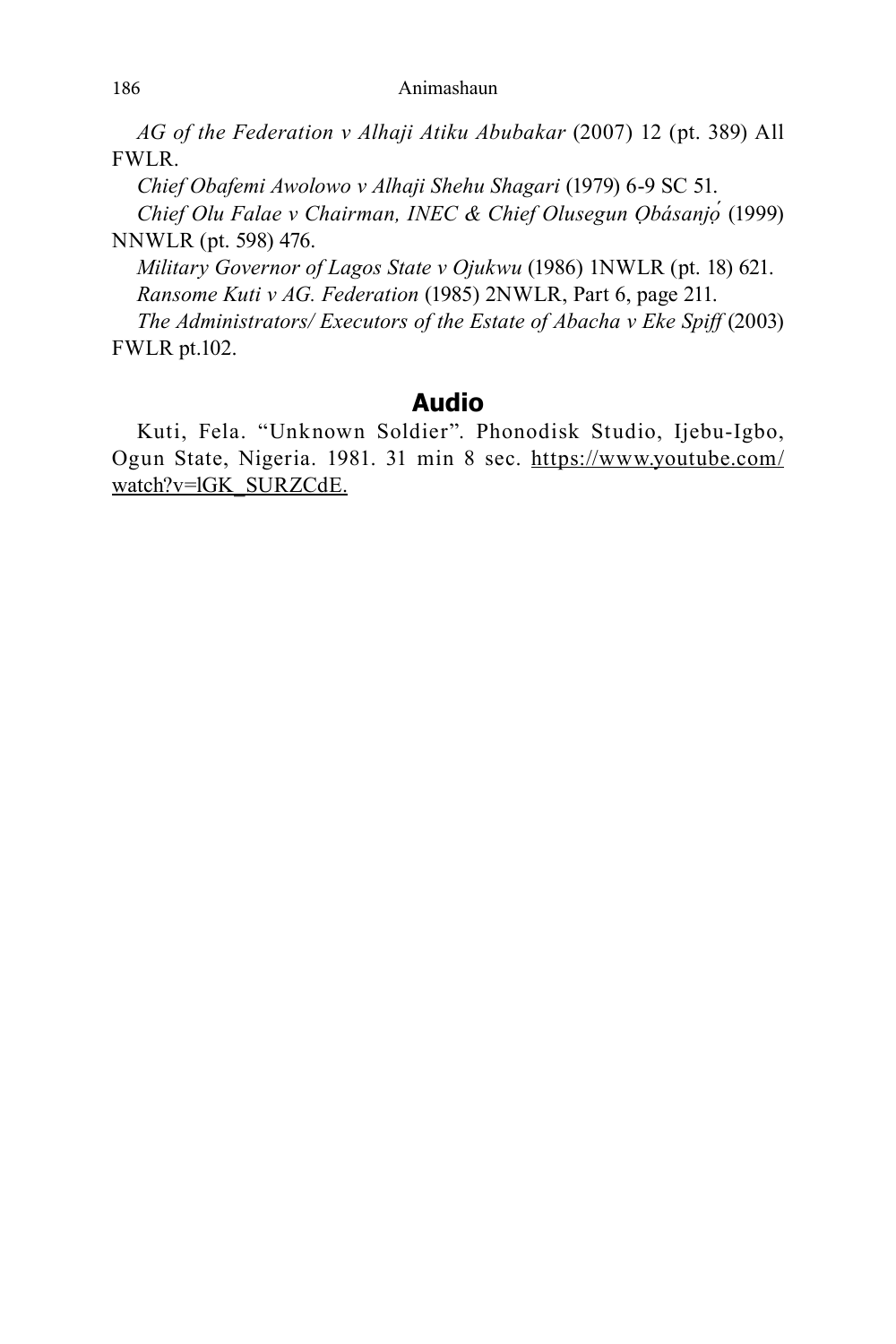*AG of the Federation v Alhaji Atiku Abubakar* (2007) 12 (pt. 389) All FWLR.

*Chief Obafemi Awolowo v Alhaji Shehu Shagari* (1979) 6-9 SC 51.

*Chief Olu Falae v Chairman, INEC & Chief Olusegun Ọbásanjọ́* (1999) NNWLR (pt. 598) 476.

*Military Governor of Lagos State v Ojukwu* (1986) 1NWLR (pt. 18) 621.

*Ransome Kuti v AG. Federation* (1985) 2NWLR, Part 6, page 211.

*The Administrators/ Executors of the Estate of Abacha v Eke Spiff* (2003) FWLR pt.102.

## Audio

Kuti, Fela. "Unknown Soldier". Phonodisk Studio, Ijebu-Igbo, Ogun State, Nigeria. 1981. 31 min 8 sec. https://www.youtube.com/watch?v=lGK_SURZCdE.